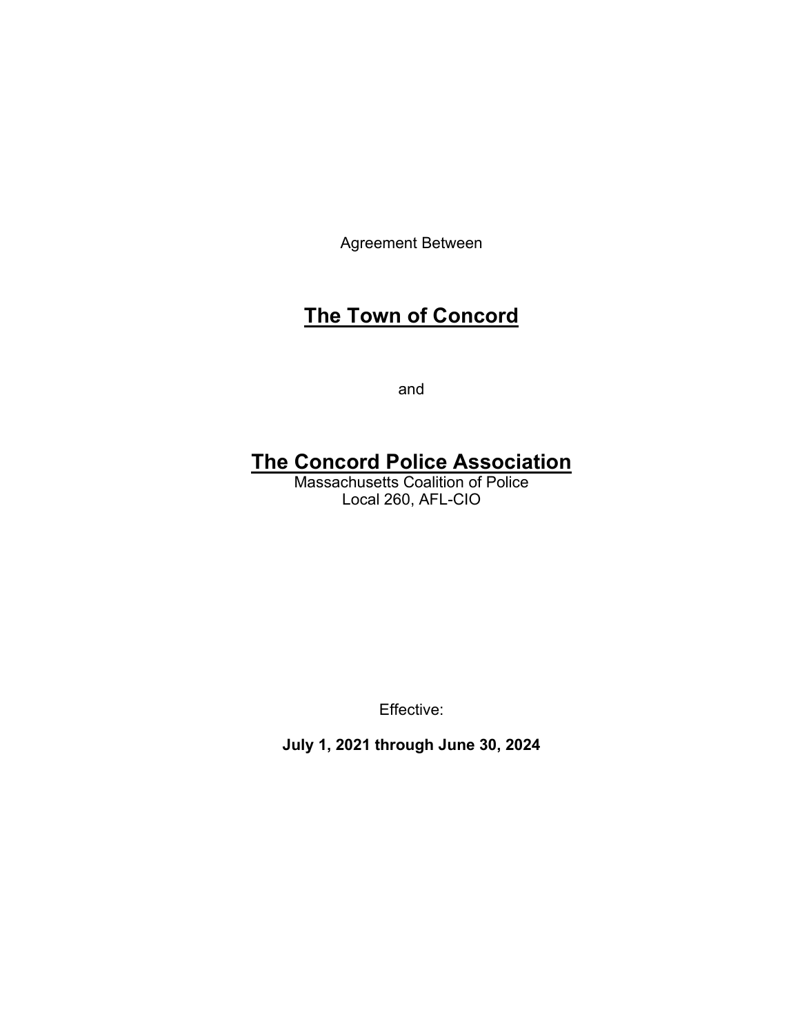Agreement Between

# The Town of Concord

and

# The Concord Police Association

Massachusetts Coalition of Police
Local 260, AFL-CIO

Effective:

**July 1, 2021 through June 30, 2024**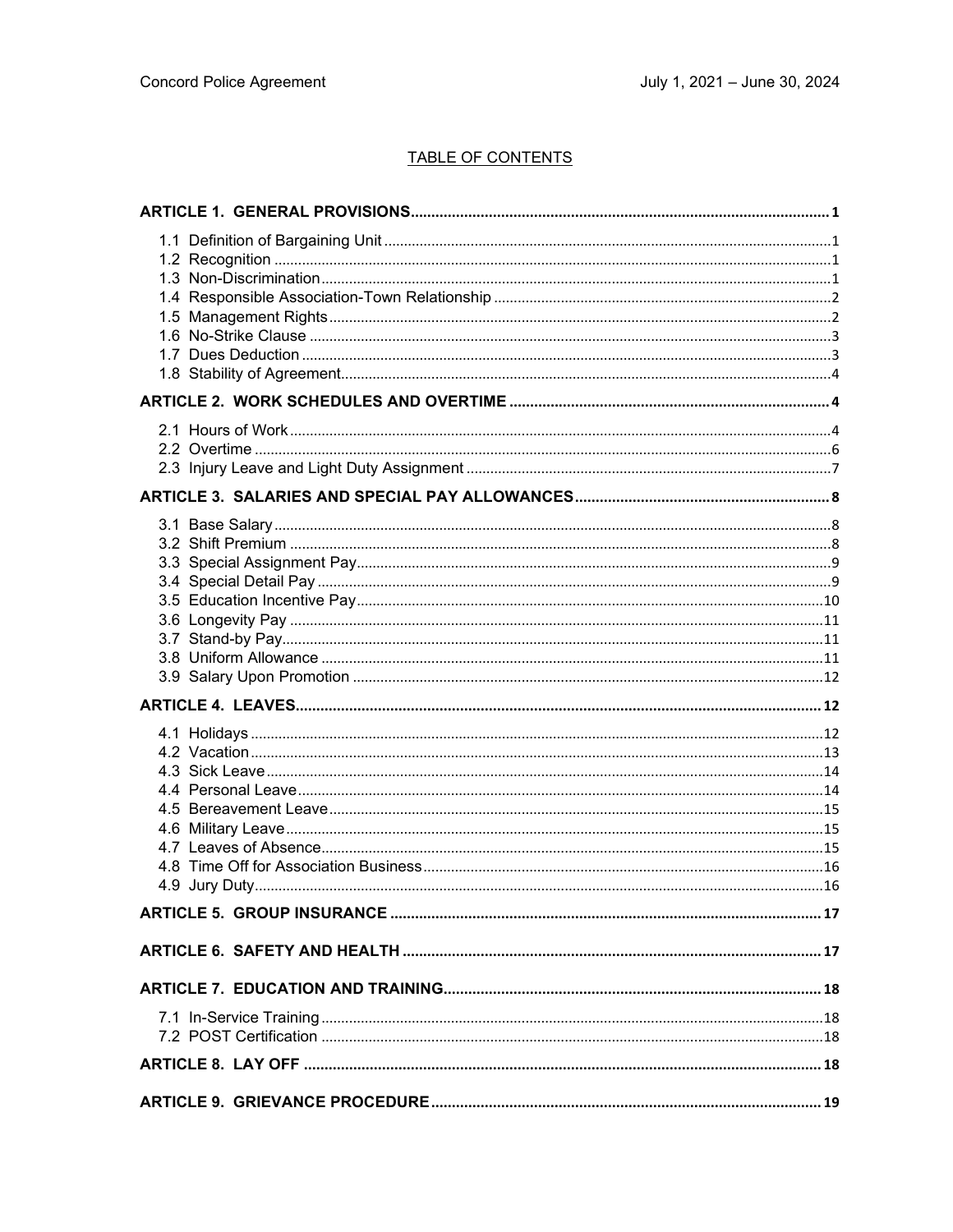## TABLE OF CONTENTS

**ARTICLE 1. GENERAL PROVISIONS** .......... **1**

- 1.1 Definition of Bargaining Unit .......... 1
- 1.2 Recognition .......... 1
- 1.3 Non-Discrimination .......... 1
- 1.4 Responsible Association-Town Relationship .......... 2
- 1.5 Management Rights .......... 2
- 1.6 No-Strike Clause .......... 3
- 1.7 Dues Deduction .......... 3
- 1.8 Stability of Agreement .......... 4

**ARTICLE 2. WORK SCHEDULES AND OVERTIME** .......... **4**

- 2.1 Hours of Work .......... 4
- 2.2 Overtime .......... 6
- 2.3 Injury Leave and Light Duty Assignment .......... 7

**ARTICLE 3. SALARIES AND SPECIAL PAY ALLOWANCES** .......... **8**

- 3.1 Base Salary .......... 8
- 3.2 Shift Premium .......... 8
- 3.3 Special Assignment Pay .......... 9
- 3.4 Special Detail Pay .......... 9
- 3.5 Education Incentive Pay .......... 10
- 3.6 Longevity Pay .......... 11
- 3.7 Stand-by Pay .......... 11
- 3.8 Uniform Allowance .......... 11
- 3.9 Salary Upon Promotion .......... 12

**ARTICLE 4. LEAVES** .......... **12**

- 4.1 Holidays .......... 12
- 4.2 Vacation .......... 13
- 4.3 Sick Leave .......... 14
- 4.4 Personal Leave .......... 14
- 4.5 Bereavement Leave .......... 15
- 4.6 Military Leave .......... 15
- 4.7 Leaves of Absence .......... 15
- 4.8 Time Off for Association Business .......... 16
- 4.9 Jury Duty .......... 16

**ARTICLE 5. GROUP INSURANCE** .......... **17**

**ARTICLE 6. SAFETY AND HEALTH** .......... **17**

**ARTICLE 7. EDUCATION AND TRAINING** .......... **18**

- 7.1 In-Service Training .......... 18
- 7.2 POST Certification .......... 18

**ARTICLE 8. LAY OFF** .......... **18**

**ARTICLE 9. GRIEVANCE PROCEDURE** .......... **19**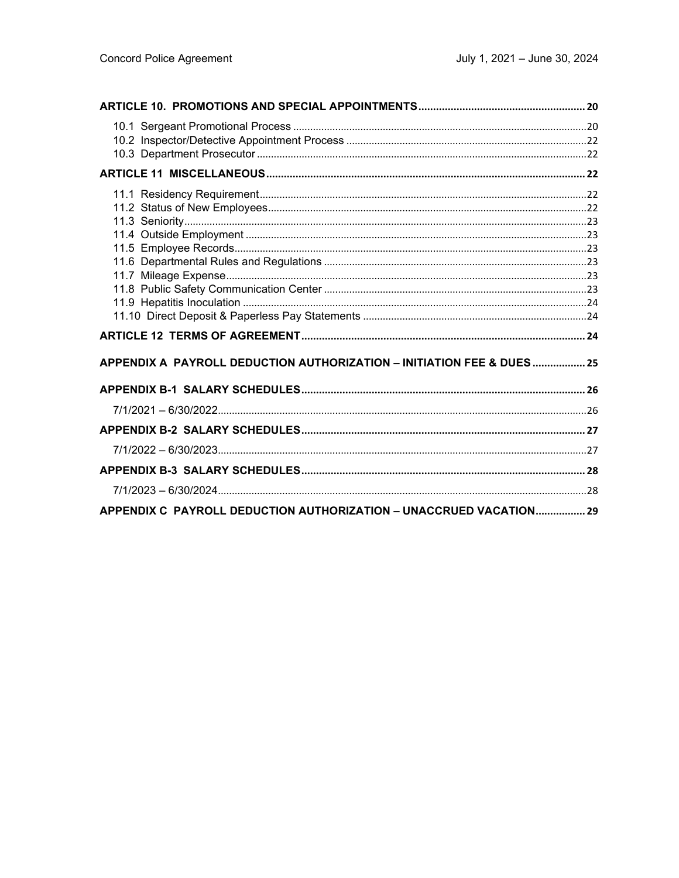**ARTICLE 10. PROMOTIONS AND SPECIAL APPOINTMENTS** .......... 20

- 10.1 Sergeant Promotional Process .......... 20
- 10.2 Inspector/Detective Appointment Process .......... 22
- 10.3 Department Prosecutor .......... 22

**ARTICLE 11 MISCELLANEOUS** .......... 22

- 11.1 Residency Requirement .......... 22
- 11.2 Status of New Employees .......... 22
- 11.3 Seniority .......... 23
- 11.4 Outside Employment .......... 23
- 11.5 Employee Records .......... 23
- 11.6 Departmental Rules and Regulations .......... 23
- 11.7 Mileage Expense .......... 23
- 11.8 Public Safety Communication Center .......... 23
- 11.9 Hepatitis Inoculation .......... 24
- 11.10 Direct Deposit & Paperless Pay Statements .......... 24

**ARTICLE 12 TERMS OF AGREEMENT** .......... 24

**APPENDIX A PAYROLL DEDUCTION AUTHORIZATION – INITIATION FEE & DUES** .......... 25

**APPENDIX B-1 SALARY SCHEDULES** .......... 26

- 7/1/2021 – 6/30/2022 .......... 26

**APPENDIX B-2 SALARY SCHEDULES** .......... 27

- 7/1/2022 – 6/30/2023 .......... 27

**APPENDIX B-3 SALARY SCHEDULES** .......... 28

- 7/1/2023 – 6/30/2024 .......... 28

**APPENDIX C PAYROLL DEDUCTION AUTHORIZATION – UNACCRUED VACATION** .......... 29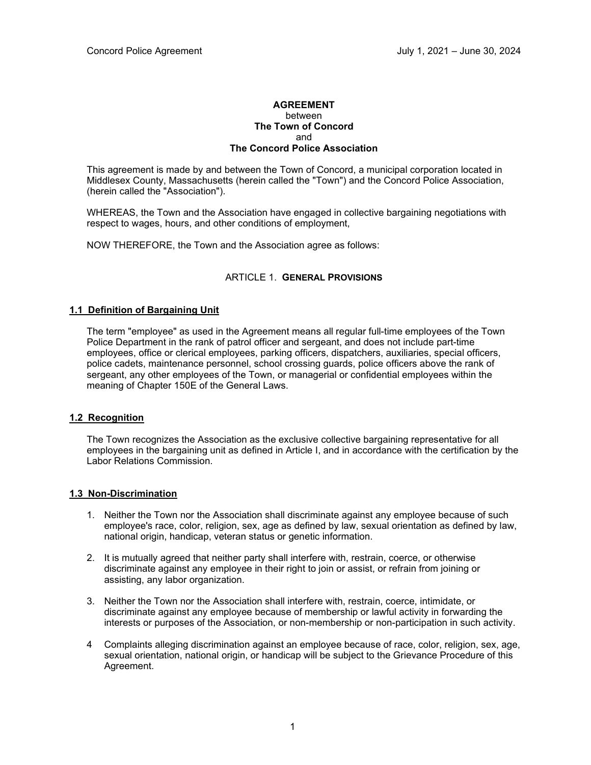**AGREEMENT**
between
**The Town of Concord**
and
**The Concord Police Association**

This agreement is made by and between the Town of Concord, a municipal corporation located in Middlesex County, Massachusetts (herein called the "Town") and the Concord Police Association, (herein called the "Association").

WHEREAS, the Town and the Association have engaged in collective bargaining negotiations with respect to wages, hours, and other conditions of employment,

NOW THEREFORE, the Town and the Association agree as follows:

# ARTICLE 1. GENERAL PROVISIONS

## 1.1 Definition of Bargaining Unit

The term "employee" as used in the Agreement means all regular full-time employees of the Town Police Department in the rank of patrol officer and sergeant, and does not include part-time employees, office or clerical employees, parking officers, dispatchers, auxiliaries, special officers, police cadets, maintenance personnel, school crossing guards, police officers above the rank of sergeant, any other employees of the Town, or managerial or confidential employees within the meaning of Chapter 150E of the General Laws.

## 1.2 Recognition

The Town recognizes the Association as the exclusive collective bargaining representative for all employees in the bargaining unit as defined in Article I, and in accordance with the certification by the Labor Relations Commission.

## 1.3 Non-Discrimination

1. Neither the Town nor the Association shall discriminate against any employee because of such employee's race, color, religion, sex, age as defined by law, sexual orientation as defined by law, national origin, handicap, veteran status or genetic information.

2. It is mutually agreed that neither party shall interfere with, restrain, coerce, or otherwise discriminate against any employee in their right to join or assist, or refrain from joining or assisting, any labor organization.

3. Neither the Town nor the Association shall interfere with, restrain, coerce, intimidate, or discriminate against any employee because of membership or lawful activity in forwarding the interests or purposes of the Association, or non-membership or non-participation in such activity.

4 Complaints alleging discrimination against an employee because of race, color, religion, sex, age, sexual orientation, national origin, or handicap will be subject to the Grievance Procedure of this Agreement.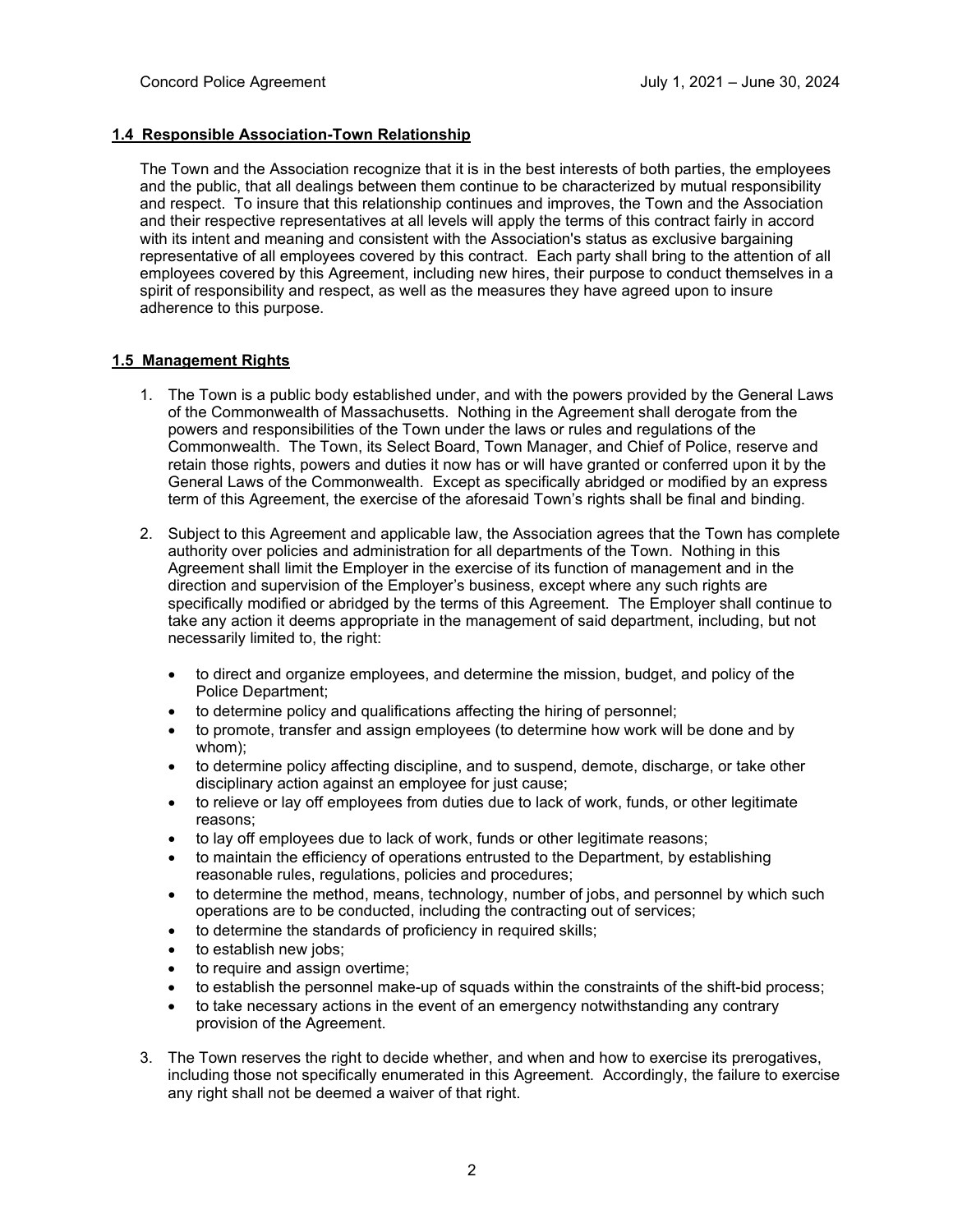### 1.4 Responsible Association-Town Relationship

The Town and the Association recognize that it is in the best interests of both parties, the employees and the public, that all dealings between them continue to be characterized by mutual responsibility and respect. To insure that this relationship continues and improves, the Town and the Association and their respective representatives at all levels will apply the terms of this contract fairly in accord with its intent and meaning and consistent with the Association's status as exclusive bargaining representative of all employees covered by this contract. Each party shall bring to the attention of all employees covered by this Agreement, including new hires, their purpose to conduct themselves in a spirit of responsibility and respect, as well as the measures they have agreed upon to insure adherence to this purpose.

### 1.5 Management Rights

1. The Town is a public body established under, and with the powers provided by the General Laws of the Commonwealth of Massachusetts. Nothing in the Agreement shall derogate from the powers and responsibilities of the Town under the laws or rules and regulations of the Commonwealth. The Town, its Select Board, Town Manager, and Chief of Police, reserve and retain those rights, powers and duties it now has or will have granted or conferred upon it by the General Laws of the Commonwealth. Except as specifically abridged or modified by an express term of this Agreement, the exercise of the aforesaid Town's rights shall be final and binding.

2. Subject to this Agreement and applicable law, the Association agrees that the Town has complete authority over policies and administration for all departments of the Town. Nothing in this Agreement shall limit the Employer in the exercise of its function of management and in the direction and supervision of the Employer's business, except where any such rights are specifically modified or abridged by the terms of this Agreement. The Employer shall continue to take any action it deems appropriate in the management of said department, including, but not necessarily limited to, the right:

   - to direct and organize employees, and determine the mission, budget, and policy of the Police Department;
   - to determine policy and qualifications affecting the hiring of personnel;
   - to promote, transfer and assign employees (to determine how work will be done and by whom);
   - to determine policy affecting discipline, and to suspend, demote, discharge, or take other disciplinary action against an employee for just cause;
   - to relieve or lay off employees from duties due to lack of work, funds, or other legitimate reasons;
   - to lay off employees due to lack of work, funds or other legitimate reasons;
   - to maintain the efficiency of operations entrusted to the Department, by establishing reasonable rules, regulations, policies and procedures;
   - to determine the method, means, technology, number of jobs, and personnel by which such operations are to be conducted, including the contracting out of services;
   - to determine the standards of proficiency in required skills;
   - to establish new jobs;
   - to require and assign overtime;
   - to establish the personnel make-up of squads within the constraints of the shift-bid process;
   - to take necessary actions in the event of an emergency notwithstanding any contrary provision of the Agreement.

3. The Town reserves the right to decide whether, and when and how to exercise its prerogatives, including those not specifically enumerated in this Agreement. Accordingly, the failure to exercise any right shall not be deemed a waiver of that right.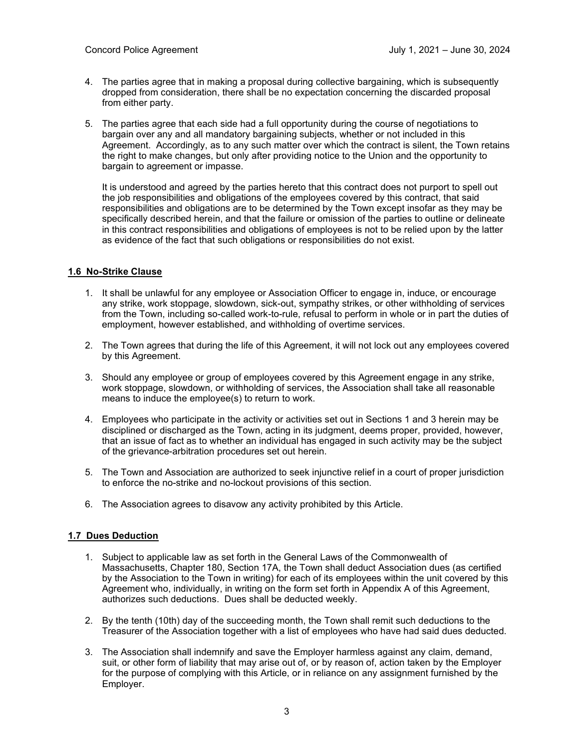4. The parties agree that in making a proposal during collective bargaining, which is subsequently dropped from consideration, there shall be no expectation concerning the discarded proposal from either party.

5. The parties agree that each side had a full opportunity during the course of negotiations to bargain over any and all mandatory bargaining subjects, whether or not included in this Agreement. Accordingly, as to any such matter over which the contract is silent, the Town retains the right to make changes, but only after providing notice to the Union and the opportunity to bargain to agreement or impasse.

   It is understood and agreed by the parties hereto that this contract does not purport to spell out the job responsibilities and obligations of the employees covered by this contract, that said responsibilities and obligations are to be determined by the Town except insofar as they may be specifically described herein, and that the failure or omission of the parties to outline or delineate in this contract responsibilities and obligations of employees is not to be relied upon by the latter as evidence of the fact that such obligations or responsibilities do not exist.

## 1.6 No-Strike Clause

1. It shall be unlawful for any employee or Association Officer to engage in, induce, or encourage any strike, work stoppage, slowdown, sick-out, sympathy strikes, or other withholding of services from the Town, including so-called work-to-rule, refusal to perform in whole or in part the duties of employment, however established, and withholding of overtime services.

2. The Town agrees that during the life of this Agreement, it will not lock out any employees covered by this Agreement.

3. Should any employee or group of employees covered by this Agreement engage in any strike, work stoppage, slowdown, or withholding of services, the Association shall take all reasonable means to induce the employee(s) to return to work.

4. Employees who participate in the activity or activities set out in Sections 1 and 3 herein may be disciplined or discharged as the Town, acting in its judgment, deems proper, provided, however, that an issue of fact as to whether an individual has engaged in such activity may be the subject of the grievance-arbitration procedures set out herein.

5. The Town and Association are authorized to seek injunctive relief in a court of proper jurisdiction to enforce the no-strike and no-lockout provisions of this section.

6. The Association agrees to disavow any activity prohibited by this Article.

## 1.7 Dues Deduction

1. Subject to applicable law as set forth in the General Laws of the Commonwealth of Massachusetts, Chapter 180, Section 17A, the Town shall deduct Association dues (as certified by the Association to the Town in writing) for each of its employees within the unit covered by this Agreement who, individually, in writing on the form set forth in Appendix A of this Agreement, authorizes such deductions. Dues shall be deducted weekly.

2. By the tenth (10th) day of the succeeding month, the Town shall remit such deductions to the Treasurer of the Association together with a list of employees who have had said dues deducted.

3. The Association shall indemnify and save the Employer harmless against any claim, demand, suit, or other form of liability that may arise out of, or by reason of, action taken by the Employer for the purpose of complying with this Article, or in reliance on any assignment furnished by the Employer.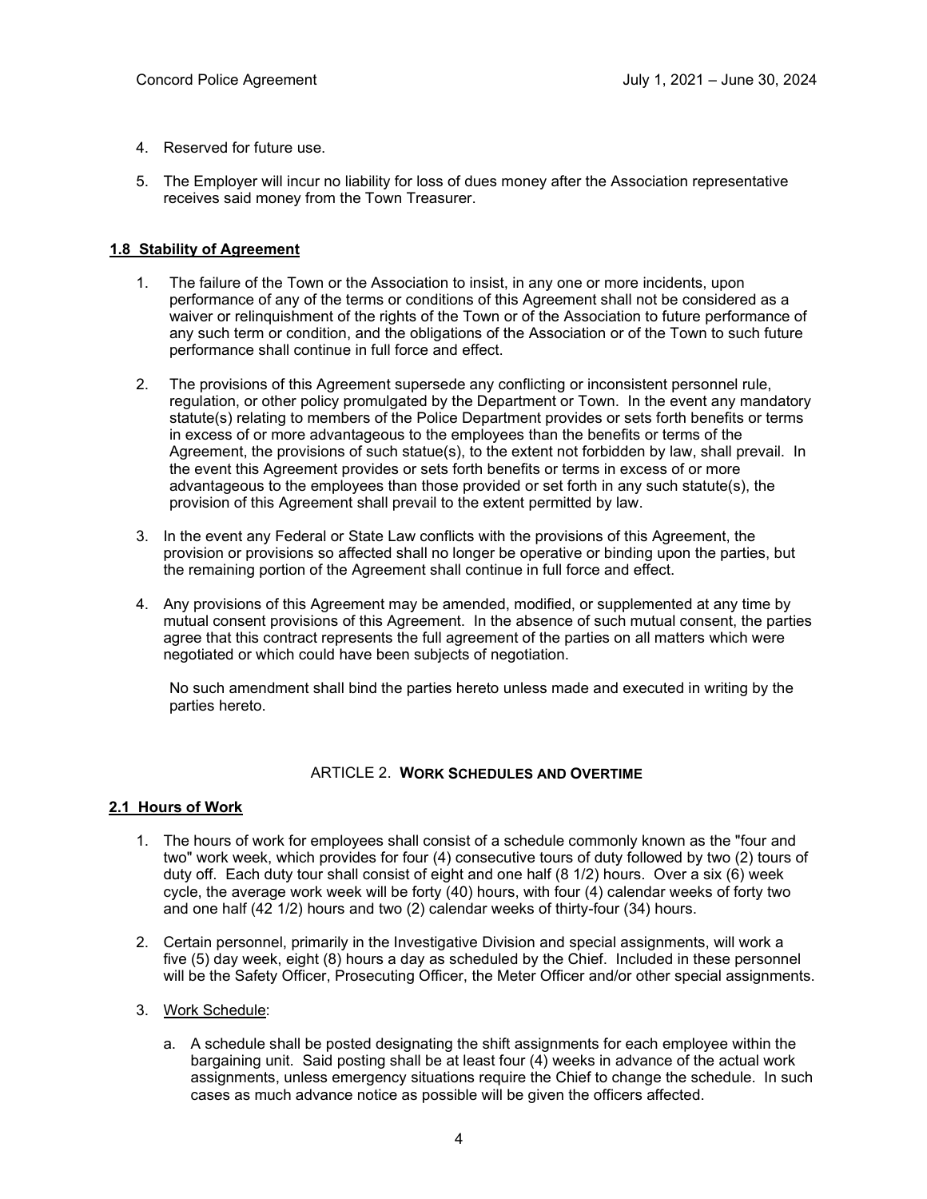4. Reserved for future use.

5. The Employer will incur no liability for loss of dues money after the Association representative receives said money from the Town Treasurer.

### 1.8 Stability of Agreement

1. The failure of the Town or the Association to insist, in any one or more incidents, upon performance of any of the terms or conditions of this Agreement shall not be considered as a waiver or relinquishment of the rights of the Town or of the Association to future performance of any such term or condition, and the obligations of the Association or of the Town to such future performance shall continue in full force and effect.

2. The provisions of this Agreement supersede any conflicting or inconsistent personnel rule, regulation, or other policy promulgated by the Department or Town. In the event any mandatory statute(s) relating to members of the Police Department provides or sets forth benefits or terms in excess of or more advantageous to the employees than the benefits or terms of the Agreement, the provisions of such statue(s), to the extent not forbidden by law, shall prevail. In the event this Agreement provides or sets forth benefits or terms in excess of or more advantageous to the employees than those provided or set forth in any such statute(s), the provision of this Agreement shall prevail to the extent permitted by law.

3. In the event any Federal or State Law conflicts with the provisions of this Agreement, the provision or provisions so affected shall no longer be operative or binding upon the parties, but the remaining portion of the Agreement shall continue in full force and effect.

4. Any provisions of this Agreement may be amended, modified, or supplemented at any time by mutual consent provisions of this Agreement. In the absence of such mutual consent, the parties agree that this contract represents the full agreement of the parties on all matters which were negotiated or which could have been subjects of negotiation.

   No such amendment shall bind the parties hereto unless made and executed in writing by the parties hereto.

## ARTICLE 2. WORK SCHEDULES AND OVERTIME

### 2.1 Hours of Work

1. The hours of work for employees shall consist of a schedule commonly known as the "four and two" work week, which provides for four (4) consecutive tours of duty followed by two (2) tours of duty off. Each duty tour shall consist of eight and one half (8 1/2) hours. Over a six (6) week cycle, the average work week will be forty (40) hours, with four (4) calendar weeks of forty two and one half (42 1/2) hours and two (2) calendar weeks of thirty-four (34) hours.

2. Certain personnel, primarily in the Investigative Division and special assignments, will work a five (5) day week, eight (8) hours a day as scheduled by the Chief. Included in these personnel will be the Safety Officer, Prosecuting Officer, the Meter Officer and/or other special assignments.

3. Work Schedule:

   a. A schedule shall be posted designating the shift assignments for each employee within the bargaining unit. Said posting shall be at least four (4) weeks in advance of the actual work assignments, unless emergency situations require the Chief to change the schedule. In such cases as much advance notice as possible will be given the officers affected.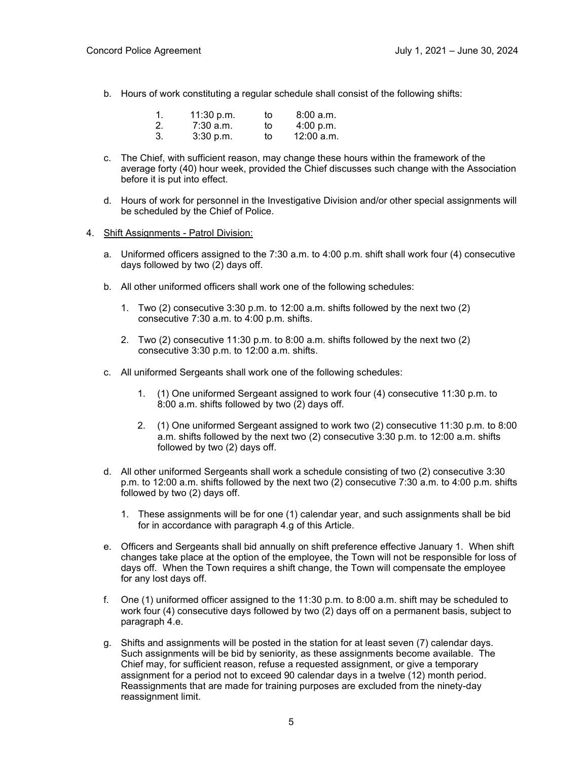b. Hours of work constituting a regular schedule shall consist of the following shifts:

| | | | |
|---|---|---|---|
| 1. | 11:30 p.m. | to | 8:00 a.m. |
| 2. | 7:30 a.m. | to | 4:00 p.m. |
| 3. | 3:30 p.m. | to | 12:00 a.m. |

c. The Chief, with sufficient reason, may change these hours within the framework of the average forty (40) hour week, provided the Chief discusses such change with the Association before it is put into effect.

d. Hours of work for personnel in the Investigative Division and/or other special assignments will be scheduled by the Chief of Police.

4. <u>Shift Assignments - Patrol Division:</u>

   a. Uniformed officers assigned to the 7:30 a.m. to 4:00 p.m. shift shall work four (4) consecutive days followed by two (2) days off.

   b. All other uniformed officers shall work one of the following schedules:

      1. Two (2) consecutive 3:30 p.m. to 12:00 a.m. shifts followed by the next two (2) consecutive 7:30 a.m. to 4:00 p.m. shifts.

      2. Two (2) consecutive 11:30 p.m. to 8:00 a.m. shifts followed by the next two (2) consecutive 3:30 p.m. to 12:00 a.m. shifts.

   c. All uniformed Sergeants shall work one of the following schedules:

      1. (1) One uniformed Sergeant assigned to work four (4) consecutive 11:30 p.m. to 8:00 a.m. shifts followed by two (2) days off.

      2. (1) One uniformed Sergeant assigned to work two (2) consecutive 11:30 p.m. to 8:00 a.m. shifts followed by the next two (2) consecutive 3:30 p.m. to 12:00 a.m. shifts followed by two (2) days off.

   d. All other uniformed Sergeants shall work a schedule consisting of two (2) consecutive 3:30 p.m. to 12:00 a.m. shifts followed by the next two (2) consecutive 7:30 a.m. to 4:00 p.m. shifts followed by two (2) days off.

      1. These assignments will be for one (1) calendar year, and such assignments shall be bid for in accordance with paragraph 4.g of this Article.

   e. Officers and Sergeants shall bid annually on shift preference effective January 1. When shift changes take place at the option of the employee, the Town will not be responsible for loss of days off. When the Town requires a shift change, the Town will compensate the employee for any lost days off.

   f. One (1) uniformed officer assigned to the 11:30 p.m. to 8:00 a.m. shift may be scheduled to work four (4) consecutive days followed by two (2) days off on a permanent basis, subject to paragraph 4.e.

   g. Shifts and assignments will be posted in the station for at least seven (7) calendar days. Such assignments will be bid by seniority, as these assignments become available. The Chief may, for sufficient reason, refuse a requested assignment, or give a temporary assignment for a period not to exceed 90 calendar days in a twelve (12) month period. Reassignments that are made for training purposes are excluded from the ninety-day reassignment limit.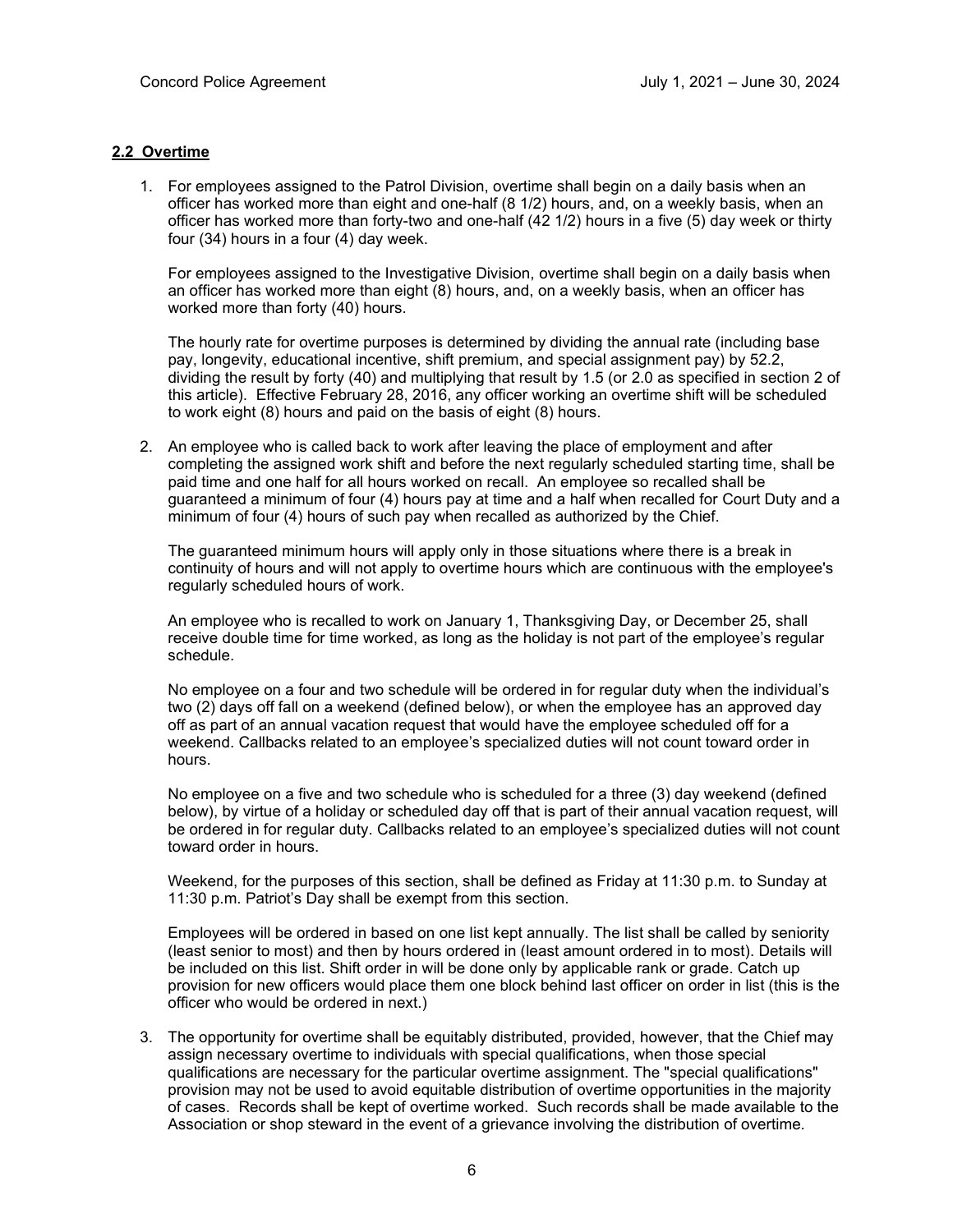**2.2 Overtime**

1. For employees assigned to the Patrol Division, overtime shall begin on a daily basis when an officer has worked more than eight and one-half (8 1/2) hours, and, on a weekly basis, when an officer has worked more than forty-two and one-half (42 1/2) hours in a five (5) day week or thirty four (34) hours in a four (4) day week.

   For employees assigned to the Investigative Division, overtime shall begin on a daily basis when an officer has worked more than eight (8) hours, and, on a weekly basis, when an officer has worked more than forty (40) hours.

   The hourly rate for overtime purposes is determined by dividing the annual rate (including base pay, longevity, educational incentive, shift premium, and special assignment pay) by 52.2, dividing the result by forty (40) and multiplying that result by 1.5 (or 2.0 as specified in section 2 of this article). Effective February 28, 2016, any officer working an overtime shift will be scheduled to work eight (8) hours and paid on the basis of eight (8) hours.

2. An employee who is called back to work after leaving the place of employment and after completing the assigned work shift and before the next regularly scheduled starting time, shall be paid time and one half for all hours worked on recall. An employee so recalled shall be guaranteed a minimum of four (4) hours pay at time and a half when recalled for Court Duty and a minimum of four (4) hours of such pay when recalled as authorized by the Chief.

   The guaranteed minimum hours will apply only in those situations where there is a break in continuity of hours and will not apply to overtime hours which are continuous with the employee's regularly scheduled hours of work.

   An employee who is recalled to work on January 1, Thanksgiving Day, or December 25, shall receive double time for time worked, as long as the holiday is not part of the employee's regular schedule.

   No employee on a four and two schedule will be ordered in for regular duty when the individual's two (2) days off fall on a weekend (defined below), or when the employee has an approved day off as part of an annual vacation request that would have the employee scheduled off for a weekend. Callbacks related to an employee's specialized duties will not count toward order in hours.

   No employee on a five and two schedule who is scheduled for a three (3) day weekend (defined below), by virtue of a holiday or scheduled day off that is part of their annual vacation request, will be ordered in for regular duty. Callbacks related to an employee's specialized duties will not count toward order in hours.

   Weekend, for the purposes of this section, shall be defined as Friday at 11:30 p.m. to Sunday at 11:30 p.m. Patriot's Day shall be exempt from this section.

   Employees will be ordered in based on one list kept annually. The list shall be called by seniority (least senior to most) and then by hours ordered in (least amount ordered in to most). Details will be included on this list. Shift order in will be done only by applicable rank or grade. Catch up provision for new officers would place them one block behind last officer on order in list (this is the officer who would be ordered in next.)

3. The opportunity for overtime shall be equitably distributed, provided, however, that the Chief may assign necessary overtime to individuals with special qualifications, when those special qualifications are necessary for the particular overtime assignment. The "special qualifications" provision may not be used to avoid equitable distribution of overtime opportunities in the majority of cases. Records shall be kept of overtime worked. Such records shall be made available to the Association or shop steward in the event of a grievance involving the distribution of overtime.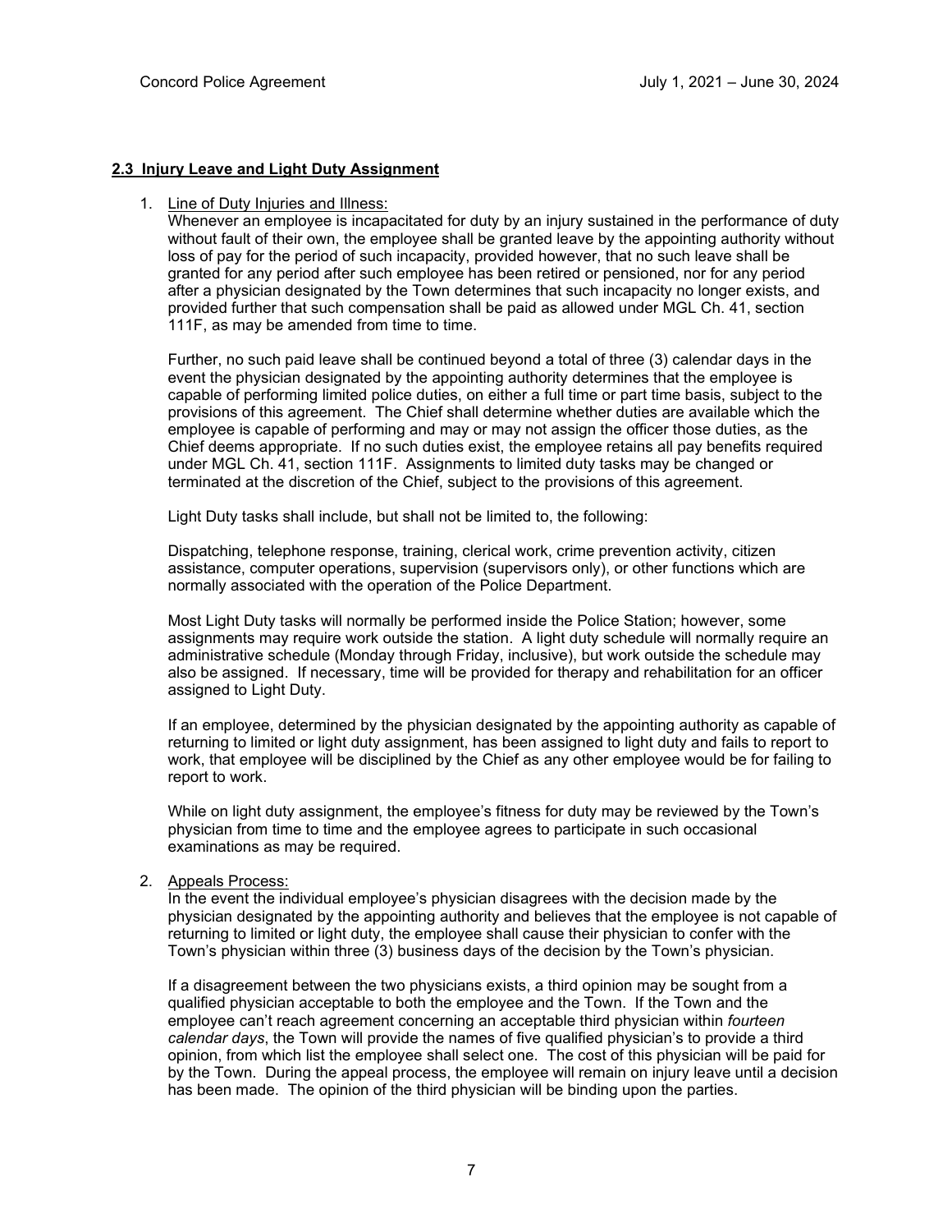## 2.3 Injury Leave and Light Duty Assignment

1. Line of Duty Injuries and Illness:
   Whenever an employee is incapacitated for duty by an injury sustained in the performance of duty without fault of their own, the employee shall be granted leave by the appointing authority without loss of pay for the period of such incapacity, provided however, that no such leave shall be granted for any period after such employee has been retired or pensioned, nor for any period after a physician designated by the Town determines that such incapacity no longer exists, and provided further that such compensation shall be paid as allowed under MGL Ch. 41, section 111F, as may be amended from time to time.

   Further, no such paid leave shall be continued beyond a total of three (3) calendar days in the event the physician designated by the appointing authority determines that the employee is capable of performing limited police duties, on either a full time or part time basis, subject to the provisions of this agreement. The Chief shall determine whether duties are available which the employee is capable of performing and may or may not assign the officer those duties, as the Chief deems appropriate. If no such duties exist, the employee retains all pay benefits required under MGL Ch. 41, section 111F. Assignments to limited duty tasks may be changed or terminated at the discretion of the Chief, subject to the provisions of this agreement.

   Light Duty tasks shall include, but shall not be limited to, the following:

   Dispatching, telephone response, training, clerical work, crime prevention activity, citizen assistance, computer operations, supervision (supervisors only), or other functions which are normally associated with the operation of the Police Department.

   Most Light Duty tasks will normally be performed inside the Police Station; however, some assignments may require work outside the station. A light duty schedule will normally require an administrative schedule (Monday through Friday, inclusive), but work outside the schedule may also be assigned. If necessary, time will be provided for therapy and rehabilitation for an officer assigned to Light Duty.

   If an employee, determined by the physician designated by the appointing authority as capable of returning to limited or light duty assignment, has been assigned to light duty and fails to report to work, that employee will be disciplined by the Chief as any other employee would be for failing to report to work.

   While on light duty assignment, the employee's fitness for duty may be reviewed by the Town's physician from time to time and the employee agrees to participate in such occasional examinations as may be required.

2. Appeals Process:
   In the event the individual employee's physician disagrees with the decision made by the physician designated by the appointing authority and believes that the employee is not capable of returning to limited or light duty, the employee shall cause their physician to confer with the Town's physician within three (3) business days of the decision by the Town's physician.

   If a disagreement between the two physicians exists, a third opinion may be sought from a qualified physician acceptable to both the employee and the Town. If the Town and the employee can't reach agreement concerning an acceptable third physician within *fourteen calendar days*, the Town will provide the names of five qualified physician's to provide a third opinion, from which list the employee shall select one. The cost of this physician will be paid for by the Town. During the appeal process, the employee will remain on injury leave until a decision has been made. The opinion of the third physician will be binding upon the parties.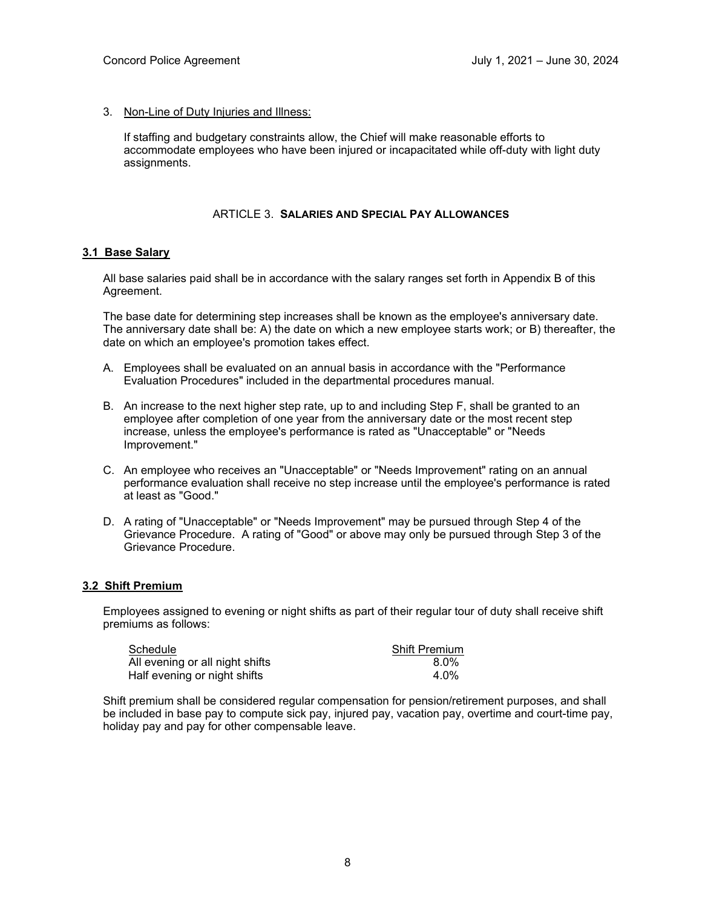3. Non-Line of Duty Injuries and Illness:

   If staffing and budgetary constraints allow, the Chief will make reasonable efforts to accommodate employees who have been injured or incapacitated while off-duty with light duty assignments.

## ARTICLE 3. SALARIES AND SPECIAL PAY ALLOWANCES

### 3.1 Base Salary

All base salaries paid shall be in accordance with the salary ranges set forth in Appendix B of this Agreement.

The base date for determining step increases shall be known as the employee's anniversary date. The anniversary date shall be: A) the date on which a new employee starts work; or B) thereafter, the date on which an employee's promotion takes effect.

A. Employees shall be evaluated on an annual basis in accordance with the "Performance Evaluation Procedures" included in the departmental procedures manual.

B. An increase to the next higher step rate, up to and including Step F, shall be granted to an employee after completion of one year from the anniversary date or the most recent step increase, unless the employee's performance is rated as "Unacceptable" or "Needs Improvement."

C. An employee who receives an "Unacceptable" or "Needs Improvement" rating on an annual performance evaluation shall receive no step increase until the employee's performance is rated at least as "Good."

D. A rating of "Unacceptable" or "Needs Improvement" may be pursued through Step 4 of the Grievance Procedure. A rating of "Good" or above may only be pursued through Step 3 of the Grievance Procedure.

### 3.2 Shift Premium

Employees assigned to evening or night shifts as part of their regular tour of duty shall receive shift premiums as follows:

| Schedule | Shift Premium |
|---|---|
| All evening or all night shifts | 8.0% |
| Half evening or night shifts | 4.0% |

Shift premium shall be considered regular compensation for pension/retirement purposes, and shall be included in base pay to compute sick pay, injured pay, vacation pay, overtime and court-time pay, holiday pay and pay for other compensable leave.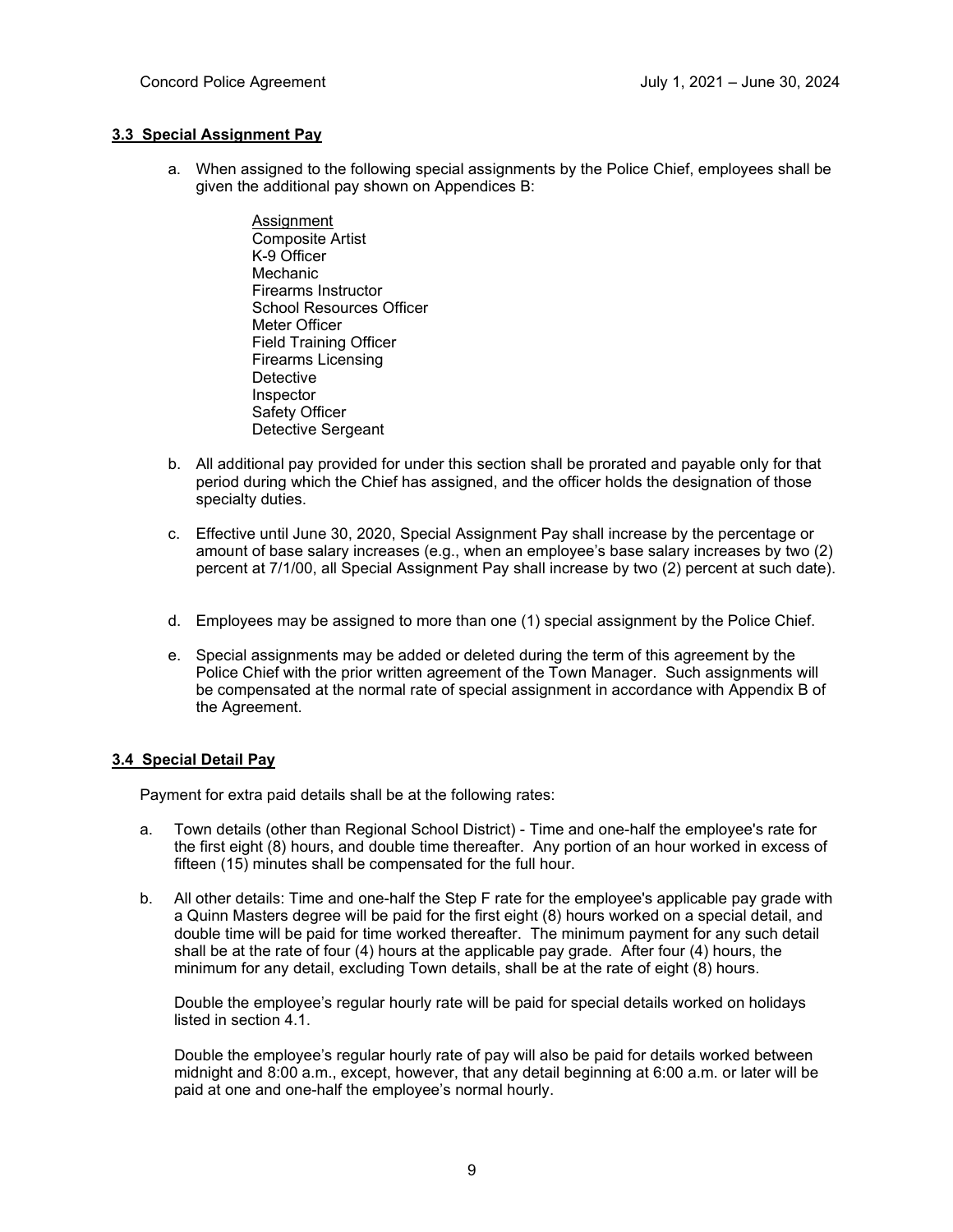### 3.3 Special Assignment Pay

a. When assigned to the following special assignments by the Police Chief, employees shall be given the additional pay shown on Appendices B:

   Assignment
   Composite Artist
   K-9 Officer
   Mechanic
   Firearms Instructor
   School Resources Officer
   Meter Officer
   Field Training Officer
   Firearms Licensing
   Detective
   Inspector
   Safety Officer
   Detective Sergeant

b. All additional pay provided for under this section shall be prorated and payable only for that period during which the Chief has assigned, and the officer holds the designation of those specialty duties.

c. Effective until June 30, 2020, Special Assignment Pay shall increase by the percentage or amount of base salary increases (e.g., when an employee's base salary increases by two (2) percent at 7/1/00, all Special Assignment Pay shall increase by two (2) percent at such date).

d. Employees may be assigned to more than one (1) special assignment by the Police Chief.

e. Special assignments may be added or deleted during the term of this agreement by the Police Chief with the prior written agreement of the Town Manager. Such assignments will be compensated at the normal rate of special assignment in accordance with Appendix B of the Agreement.

### 3.4 Special Detail Pay

Payment for extra paid details shall be at the following rates:

a. Town details (other than Regional School District) - Time and one-half the employee's rate for the first eight (8) hours, and double time thereafter. Any portion of an hour worked in excess of fifteen (15) minutes shall be compensated for the full hour.

b. All other details: Time and one-half the Step F rate for the employee's applicable pay grade with a Quinn Masters degree will be paid for the first eight (8) hours worked on a special detail, and double time will be paid for time worked thereafter. The minimum payment for any such detail shall be at the rate of four (4) hours at the applicable pay grade. After four (4) hours, the minimum for any detail, excluding Town details, shall be at the rate of eight (8) hours.

   Double the employee's regular hourly rate will be paid for special details worked on holidays listed in section 4.1.

   Double the employee's regular hourly rate of pay will also be paid for details worked between midnight and 8:00 a.m., except, however, that any detail beginning at 6:00 a.m. or later will be paid at one and one-half the employee's normal hourly.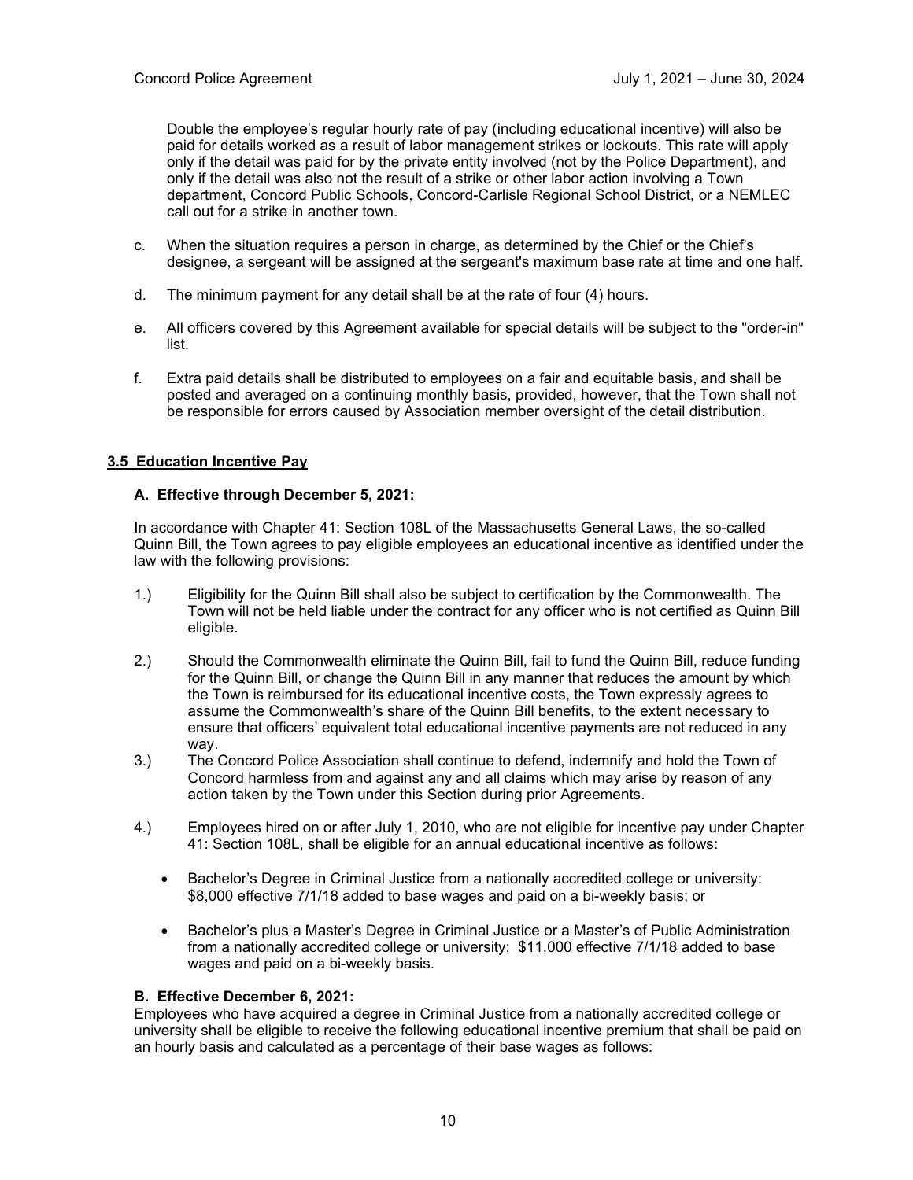Double the employee's regular hourly rate of pay (including educational incentive) will also be paid for details worked as a result of labor management strikes or lockouts. This rate will apply only if the detail was paid for by the private entity involved (not by the Police Department), and only if the detail was also not the result of a strike or other labor action involving a Town department, Concord Public Schools, Concord-Carlisle Regional School District, or a NEMLEC call out for a strike in another town.

c. When the situation requires a person in charge, as determined by the Chief or the Chief's designee, a sergeant will be assigned at the sergeant's maximum base rate at time and one half.

d. The minimum payment for any detail shall be at the rate of four (4) hours.

e. All officers covered by this Agreement available for special details will be subject to the "order-in" list.

f. Extra paid details shall be distributed to employees on a fair and equitable basis, and shall be posted and averaged on a continuing monthly basis, provided, however, that the Town shall not be responsible for errors caused by Association member oversight of the detail distribution.

## 3.5 Education Incentive Pay

### A. Effective through December 5, 2021:

In accordance with Chapter 41: Section 108L of the Massachusetts General Laws, the so-called Quinn Bill, the Town agrees to pay eligible employees an educational incentive as identified under the law with the following provisions:

1.) Eligibility for the Quinn Bill shall also be subject to certification by the Commonwealth. The Town will not be held liable under the contract for any officer who is not certified as Quinn Bill eligible.

2.) Should the Commonwealth eliminate the Quinn Bill, fail to fund the Quinn Bill, reduce funding for the Quinn Bill, or change the Quinn Bill in any manner that reduces the amount by which the Town is reimbursed for its educational incentive costs, the Town expressly agrees to assume the Commonwealth's share of the Quinn Bill benefits, to the extent necessary to ensure that officers' equivalent total educational incentive payments are not reduced in any way.

3.) The Concord Police Association shall continue to defend, indemnify and hold the Town of Concord harmless from and against any and all claims which may arise by reason of any action taken by the Town under this Section during prior Agreements.

4.) Employees hired on or after July 1, 2010, who are not eligible for incentive pay under Chapter 41: Section 108L, shall be eligible for an annual educational incentive as follows:

- Bachelor's Degree in Criminal Justice from a nationally accredited college or university: $8,000 effective 7/1/18 added to base wages and paid on a bi-weekly basis; or

- Bachelor's plus a Master's Degree in Criminal Justice or a Master's of Public Administration from a nationally accredited college or university: $11,000 effective 7/1/18 added to base wages and paid on a bi-weekly basis.

### B. Effective December 6, 2021:

Employees who have acquired a degree in Criminal Justice from a nationally accredited college or university shall be eligible to receive the following educational incentive premium that shall be paid on an hourly basis and calculated as a percentage of their base wages as follows: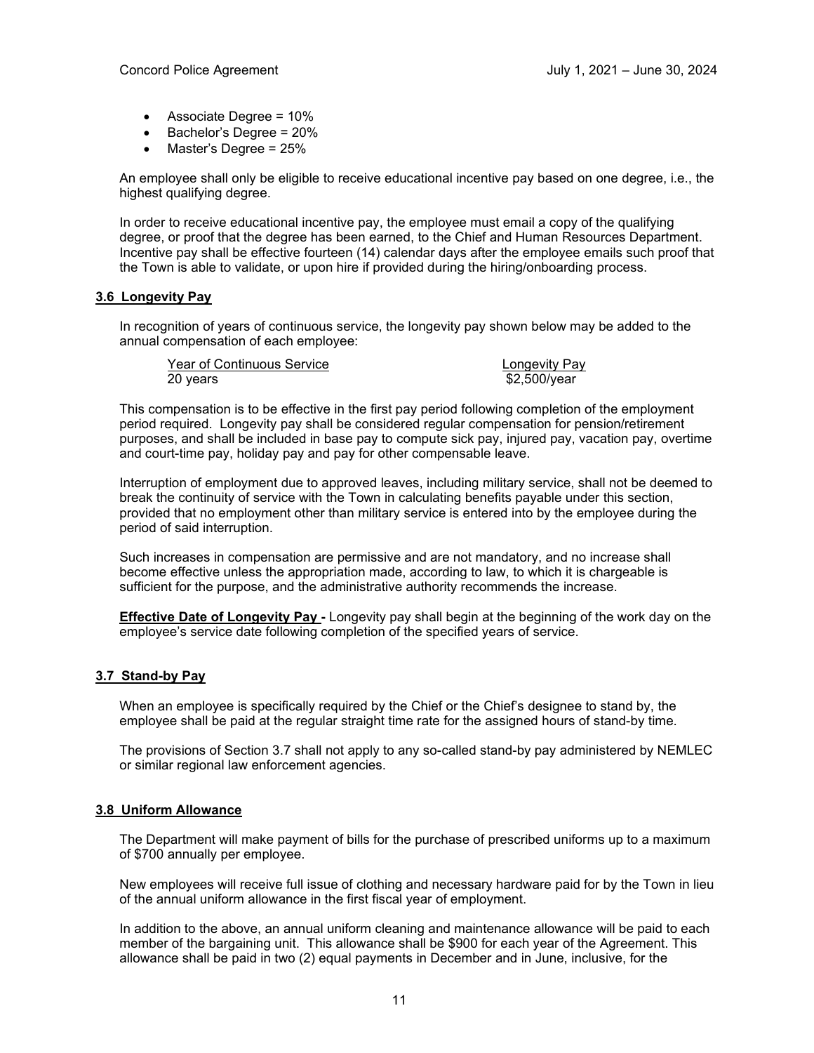- Associate Degree = 10%
- Bachelor's Degree = 20%
- Master's Degree = 25%

An employee shall only be eligible to receive educational incentive pay based on one degree, i.e., the highest qualifying degree.

In order to receive educational incentive pay, the employee must email a copy of the qualifying degree, or proof that the degree has been earned, to the Chief and Human Resources Department. Incentive pay shall be effective fourteen (14) calendar days after the employee emails such proof that the Town is able to validate, or upon hire if provided during the hiring/onboarding process.

### 3.6 Longevity Pay

In recognition of years of continuous service, the longevity pay shown below may be added to the annual compensation of each employee:

| Year of Continuous Service | Longevity Pay |
|---|---|
| 20 years | $2,500/year |

This compensation is to be effective in the first pay period following completion of the employment period required. Longevity pay shall be considered regular compensation for pension/retirement purposes, and shall be included in base pay to compute sick pay, injured pay, vacation pay, overtime and court-time pay, holiday pay and pay for other compensable leave.

Interruption of employment due to approved leaves, including military service, shall not be deemed to break the continuity of service with the Town in calculating benefits payable under this section, provided that no employment other than military service is entered into by the employee during the period of said interruption.

Such increases in compensation are permissive and are not mandatory, and no increase shall become effective unless the appropriation made, according to law, to which it is chargeable is sufficient for the purpose, and the administrative authority recommends the increase.

**Effective Date of Longevity Pay -** Longevity pay shall begin at the beginning of the work day on the employee's service date following completion of the specified years of service.

### 3.7 Stand-by Pay

When an employee is specifically required by the Chief or the Chief's designee to stand by, the employee shall be paid at the regular straight time rate for the assigned hours of stand-by time.

The provisions of Section 3.7 shall not apply to any so-called stand-by pay administered by NEMLEC or similar regional law enforcement agencies.

### 3.8 Uniform Allowance

The Department will make payment of bills for the purchase of prescribed uniforms up to a maximum of $700 annually per employee.

New employees will receive full issue of clothing and necessary hardware paid for by the Town in lieu of the annual uniform allowance in the first fiscal year of employment.

In addition to the above, an annual uniform cleaning and maintenance allowance will be paid to each member of the bargaining unit. This allowance shall be $900 for each year of the Agreement. This allowance shall be paid in two (2) equal payments in December and in June, inclusive, for the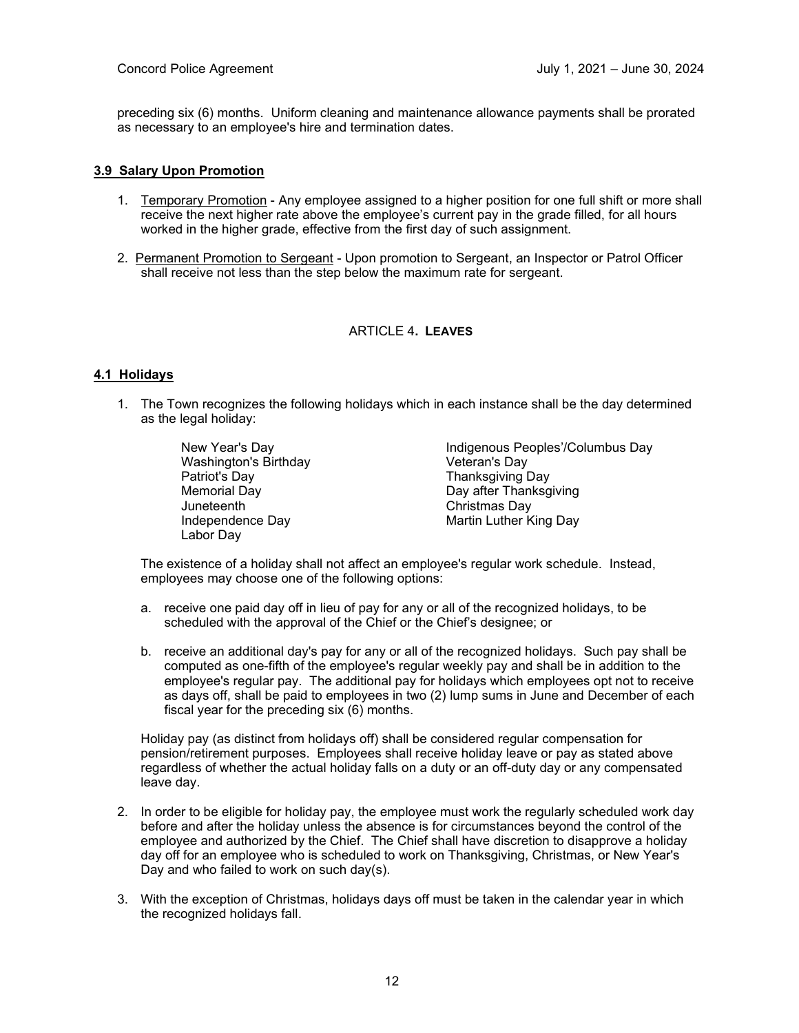preceding six (6) months. Uniform cleaning and maintenance allowance payments shall be prorated as necessary to an employee's hire and termination dates.

**3.9 Salary Upon Promotion**

1. Temporary Promotion - Any employee assigned to a higher position for one full shift or more shall receive the next higher rate above the employee's current pay in the grade filled, for all hours worked in the higher grade, effective from the first day of such assignment.

2. Permanent Promotion to Sergeant - Upon promotion to Sergeant, an Inspector or Patrol Officer shall receive not less than the step below the maximum rate for sergeant.

## ARTICLE 4. LEAVES

**4.1 Holidays**

1. The Town recognizes the following holidays which in each instance shall be the day determined as the legal holiday:

   - New Year's Day
   - Washington's Birthday
   - Patriot's Day
   - Memorial Day
   - Juneteenth
   - Independence Day
   - Labor Day
   - Indigenous Peoples'/Columbus Day
   - Veteran's Day
   - Thanksgiving Day
   - Day after Thanksgiving
   - Christmas Day
   - Martin Luther King Day

   The existence of a holiday shall not affect an employee's regular work schedule. Instead, employees may choose one of the following options:

   a. receive one paid day off in lieu of pay for any or all of the recognized holidays, to be scheduled with the approval of the Chief or the Chief's designee; or

   b. receive an additional day's pay for any or all of the recognized holidays. Such pay shall be computed as one-fifth of the employee's regular weekly pay and shall be in addition to the employee's regular pay. The additional pay for holidays which employees opt not to receive as days off, shall be paid to employees in two (2) lump sums in June and December of each fiscal year for the preceding six (6) months.

   Holiday pay (as distinct from holidays off) shall be considered regular compensation for pension/retirement purposes. Employees shall receive holiday leave or pay as stated above regardless of whether the actual holiday falls on a duty or an off-duty day or any compensated leave day.

2. In order to be eligible for holiday pay, the employee must work the regularly scheduled work day before and after the holiday unless the absence is for circumstances beyond the control of the employee and authorized by the Chief. The Chief shall have discretion to disapprove a holiday day off for an employee who is scheduled to work on Thanksgiving, Christmas, or New Year's Day and who failed to work on such day(s).

3. With the exception of Christmas, holidays days off must be taken in the calendar year in which the recognized holidays fall.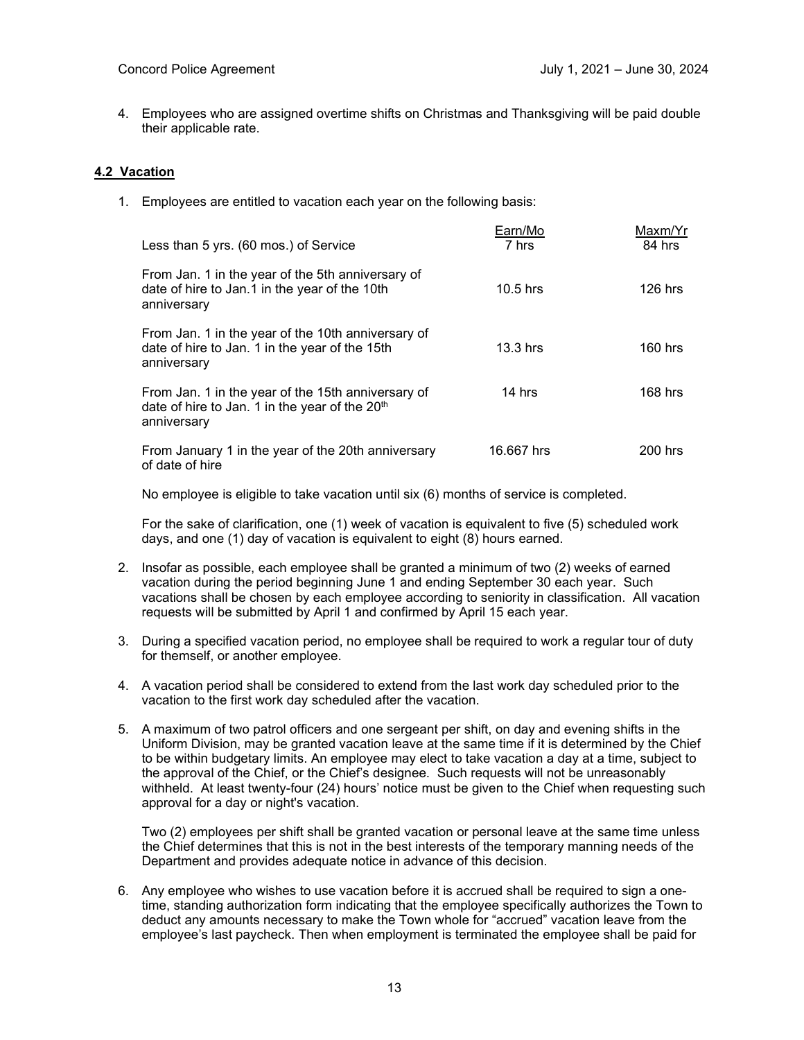4. Employees who are assigned overtime shifts on Christmas and Thanksgiving will be paid double their applicable rate.

**4.2 Vacation**

1. Employees are entitled to vacation each year on the following basis:

| | Earn/Mo | Maxm/Yr |
|---|---|---|
| Less than 5 yrs. (60 mos.) of Service | 7 hrs | 84 hrs |
| From Jan. 1 in the year of the 5th anniversary of date of hire to Jan.1 in the year of the 10th anniversary | 10.5 hrs | 126 hrs |
| From Jan. 1 in the year of the 10th anniversary of date of hire to Jan. 1 in the year of the 15th anniversary | 13.3 hrs | 160 hrs |
| From Jan. 1 in the year of the 15th anniversary of date of hire to Jan. 1 in the year of the 20th anniversary | 14 hrs | 168 hrs |
| From January 1 in the year of the 20th anniversary of date of hire | 16.667 hrs | 200 hrs |

No employee is eligible to take vacation until six (6) months of service is completed.

For the sake of clarification, one (1) week of vacation is equivalent to five (5) scheduled work days, and one (1) day of vacation is equivalent to eight (8) hours earned.

2. Insofar as possible, each employee shall be granted a minimum of two (2) weeks of earned vacation during the period beginning June 1 and ending September 30 each year. Such vacations shall be chosen by each employee according to seniority in classification. All vacation requests will be submitted by April 1 and confirmed by April 15 each year.

3. During a specified vacation period, no employee shall be required to work a regular tour of duty for themself, or another employee.

4. A vacation period shall be considered to extend from the last work day scheduled prior to the vacation to the first work day scheduled after the vacation.

5. A maximum of two patrol officers and one sergeant per shift, on day and evening shifts in the Uniform Division, may be granted vacation leave at the same time if it is determined by the Chief to be within budgetary limits. An employee may elect to take vacation a day at a time, subject to the approval of the Chief, or the Chief's designee. Such requests will not be unreasonably withheld. At least twenty-four (24) hours' notice must be given to the Chief when requesting such approval for a day or night's vacation.

   Two (2) employees per shift shall be granted vacation or personal leave at the same time unless the Chief determines that this is not in the best interests of the temporary manning needs of the Department and provides adequate notice in advance of this decision.

6. Any employee who wishes to use vacation before it is accrued shall be required to sign a one-time, standing authorization form indicating that the employee specifically authorizes the Town to deduct any amounts necessary to make the Town whole for "accrued" vacation leave from the employee's last paycheck. Then when employment is terminated the employee shall be paid for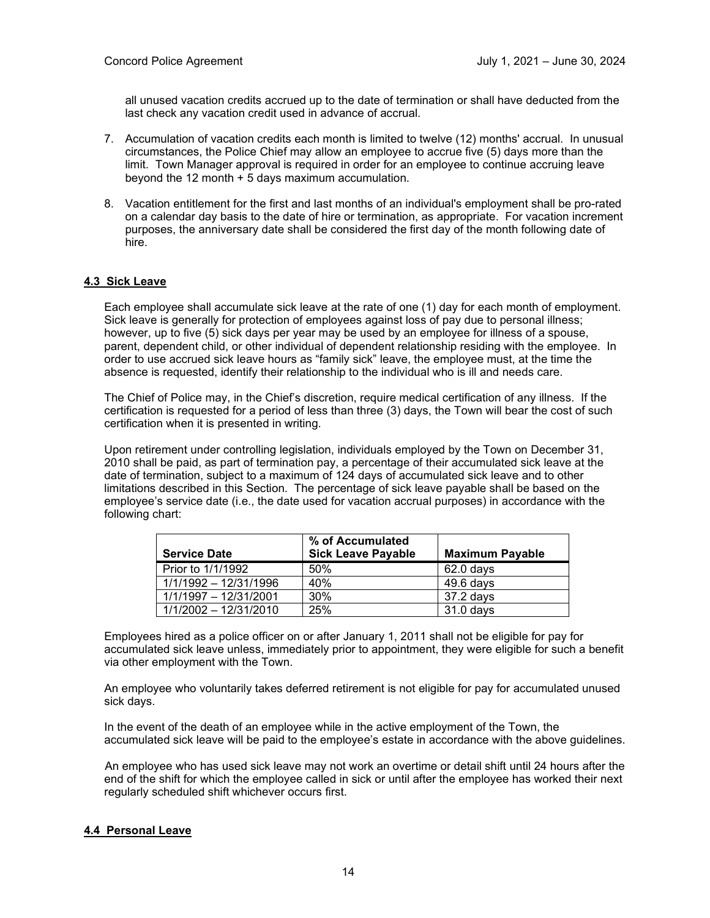all unused vacation credits accrued up to the date of termination or shall have deducted from the last check any vacation credit used in advance of accrual.

7. Accumulation of vacation credits each month is limited to twelve (12) months' accrual. In unusual circumstances, the Police Chief may allow an employee to accrue five (5) days more than the limit. Town Manager approval is required in order for an employee to continue accruing leave beyond the 12 month + 5 days maximum accumulation.

8. Vacation entitlement for the first and last months of an individual's employment shall be pro-rated on a calendar day basis to the date of hire or termination, as appropriate. For vacation increment purposes, the anniversary date shall be considered the first day of the month following date of hire.

## 4.3 Sick Leave

Each employee shall accumulate sick leave at the rate of one (1) day for each month of employment. Sick leave is generally for protection of employees against loss of pay due to personal illness; however, up to five (5) sick days per year may be used by an employee for illness of a spouse, parent, dependent child, or other individual of dependent relationship residing with the employee. In order to use accrued sick leave hours as "family sick" leave, the employee must, at the time the absence is requested, identify their relationship to the individual who is ill and needs care.

The Chief of Police may, in the Chief's discretion, require medical certification of any illness. If the certification is requested for a period of less than three (3) days, the Town will bear the cost of such certification when it is presented in writing.

Upon retirement under controlling legislation, individuals employed by the Town on December 31, 2010 shall be paid, as part of termination pay, a percentage of their accumulated sick leave at the date of termination, subject to a maximum of 124 days of accumulated sick leave and to other limitations described in this Section. The percentage of sick leave payable shall be based on the employee's service date (i.e., the date used for vacation accrual purposes) in accordance with the following chart:

| Service Date | % of Accumulated Sick Leave Payable | Maximum Payable |
|---|---|---|
| Prior to 1/1/1992 | 50% | 62.0 days |
| 1/1/1992 – 12/31/1996 | 40% | 49.6 days |
| 1/1/1997 – 12/31/2001 | 30% | 37.2 days |
| 1/1/2002 – 12/31/2010 | 25% | 31.0 days |

Employees hired as a police officer on or after January 1, 2011 shall not be eligible for pay for accumulated sick leave unless, immediately prior to appointment, they were eligible for such a benefit via other employment with the Town.

An employee who voluntarily takes deferred retirement is not eligible for pay for accumulated unused sick days.

In the event of the death of an employee while in the active employment of the Town, the accumulated sick leave will be paid to the employee's estate in accordance with the above guidelines.

An employee who has used sick leave may not work an overtime or detail shift until 24 hours after the end of the shift for which the employee called in sick or until after the employee has worked their next regularly scheduled shift whichever occurs first.

## 4.4 Personal Leave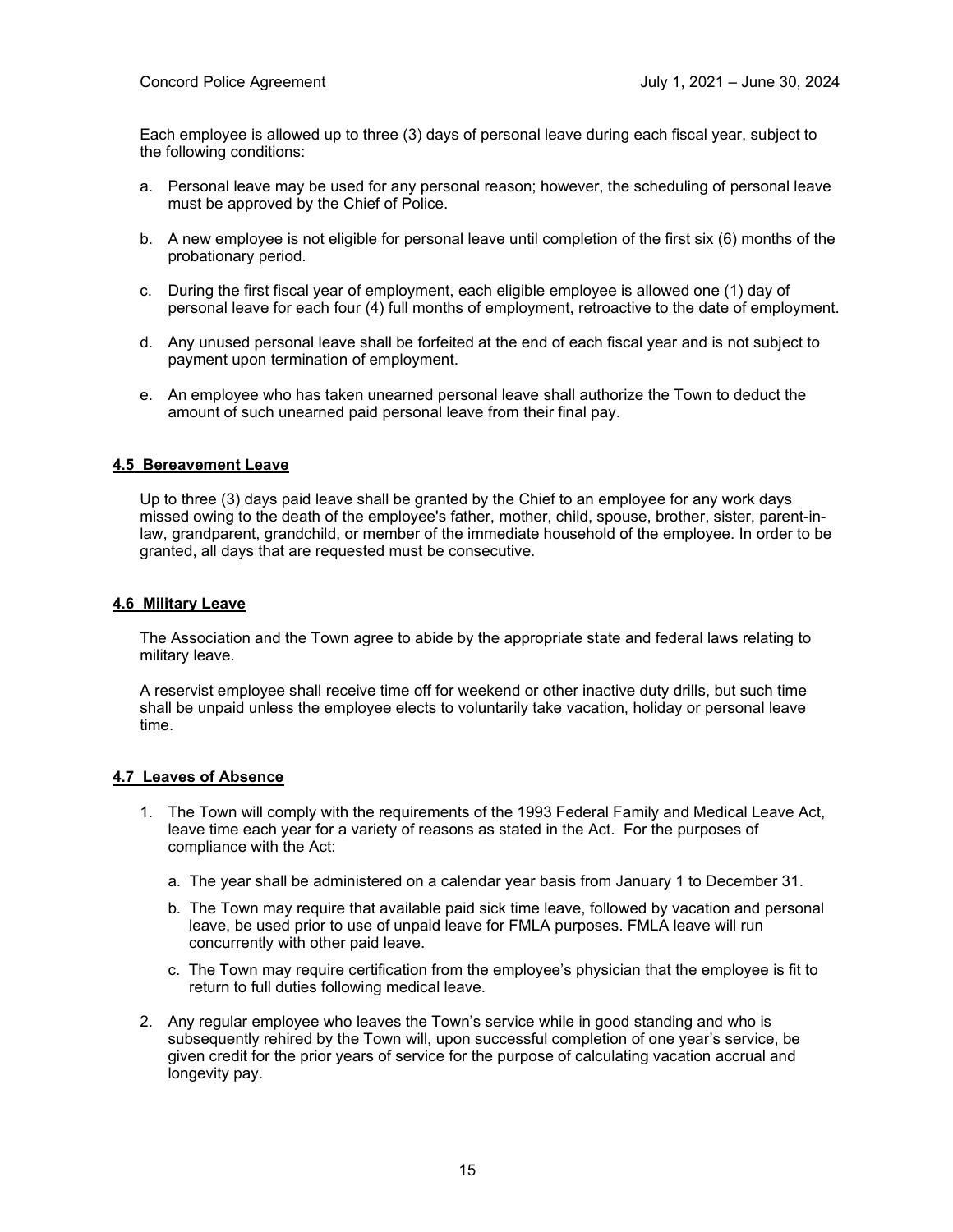Each employee is allowed up to three (3) days of personal leave during each fiscal year, subject to the following conditions:

a. Personal leave may be used for any personal reason; however, the scheduling of personal leave must be approved by the Chief of Police.

b. A new employee is not eligible for personal leave until completion of the first six (6) months of the probationary period.

c. During the first fiscal year of employment, each eligible employee is allowed one (1) day of personal leave for each four (4) full months of employment, retroactive to the date of employment.

d. Any unused personal leave shall be forfeited at the end of each fiscal year and is not subject to payment upon termination of employment.

e. An employee who has taken unearned personal leave shall authorize the Town to deduct the amount of such unearned paid personal leave from their final pay.

### 4.5 Bereavement Leave

Up to three (3) days paid leave shall be granted by the Chief to an employee for any work days missed owing to the death of the employee's father, mother, child, spouse, brother, sister, parent-in-law, grandparent, grandchild, or member of the immediate household of the employee. In order to be granted, all days that are requested must be consecutive.

### 4.6 Military Leave

The Association and the Town agree to abide by the appropriate state and federal laws relating to military leave.

A reservist employee shall receive time off for weekend or other inactive duty drills, but such time shall be unpaid unless the employee elects to voluntarily take vacation, holiday or personal leave time.

### 4.7 Leaves of Absence

1. The Town will comply with the requirements of the 1993 Federal Family and Medical Leave Act, leave time each year for a variety of reasons as stated in the Act. For the purposes of compliance with the Act:

   a. The year shall be administered on a calendar year basis from January 1 to December 31.

   b. The Town may require that available paid sick time leave, followed by vacation and personal leave, be used prior to use of unpaid leave for FMLA purposes. FMLA leave will run concurrently with other paid leave.

   c. The Town may require certification from the employee's physician that the employee is fit to return to full duties following medical leave.

2. Any regular employee who leaves the Town's service while in good standing and who is subsequently rehired by the Town will, upon successful completion of one year's service, be given credit for the prior years of service for the purpose of calculating vacation accrual and longevity pay.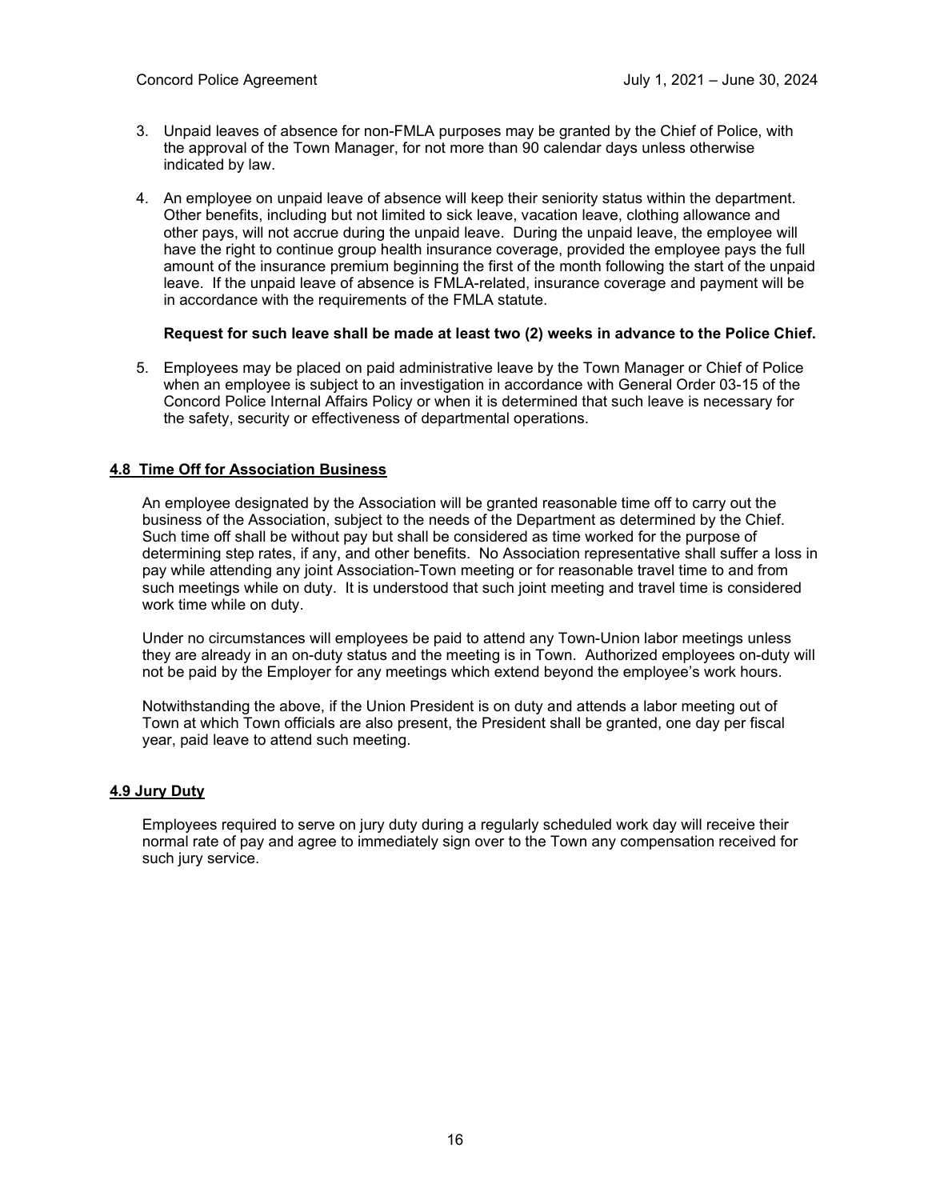3. Unpaid leaves of absence for non-FMLA purposes may be granted by the Chief of Police, with the approval of the Town Manager, for not more than 90 calendar days unless otherwise indicated by law.

4. An employee on unpaid leave of absence will keep their seniority status within the department. Other benefits, including but not limited to sick leave, vacation leave, clothing allowance and other pays, will not accrue during the unpaid leave. During the unpaid leave, the employee will have the right to continue group health insurance coverage, provided the employee pays the full amount of the insurance premium beginning the first of the month following the start of the unpaid leave. If the unpaid leave of absence is FMLA-related, insurance coverage and payment will be in accordance with the requirements of the FMLA statute.

   **Request for such leave shall be made at least two (2) weeks in advance to the Police Chief.**

5. Employees may be placed on paid administrative leave by the Town Manager or Chief of Police when an employee is subject to an investigation in accordance with General Order 03-15 of the Concord Police Internal Affairs Policy or when it is determined that such leave is necessary for the safety, security or effectiveness of departmental operations.

## 4.8 Time Off for Association Business

An employee designated by the Association will be granted reasonable time off to carry out the business of the Association, subject to the needs of the Department as determined by the Chief. Such time off shall be without pay but shall be considered as time worked for the purpose of determining step rates, if any, and other benefits. No Association representative shall suffer a loss in pay while attending any joint Association-Town meeting or for reasonable travel time to and from such meetings while on duty. It is understood that such joint meeting and travel time is considered work time while on duty.

Under no circumstances will employees be paid to attend any Town-Union labor meetings unless they are already in an on-duty status and the meeting is in Town. Authorized employees on-duty will not be paid by the Employer for any meetings which extend beyond the employee's work hours.

Notwithstanding the above, if the Union President is on duty and attends a labor meeting out of Town at which Town officials are also present, the President shall be granted, one day per fiscal year, paid leave to attend such meeting.

## 4.9 Jury Duty

Employees required to serve on jury duty during a regularly scheduled work day will receive their normal rate of pay and agree to immediately sign over to the Town any compensation received for such jury service.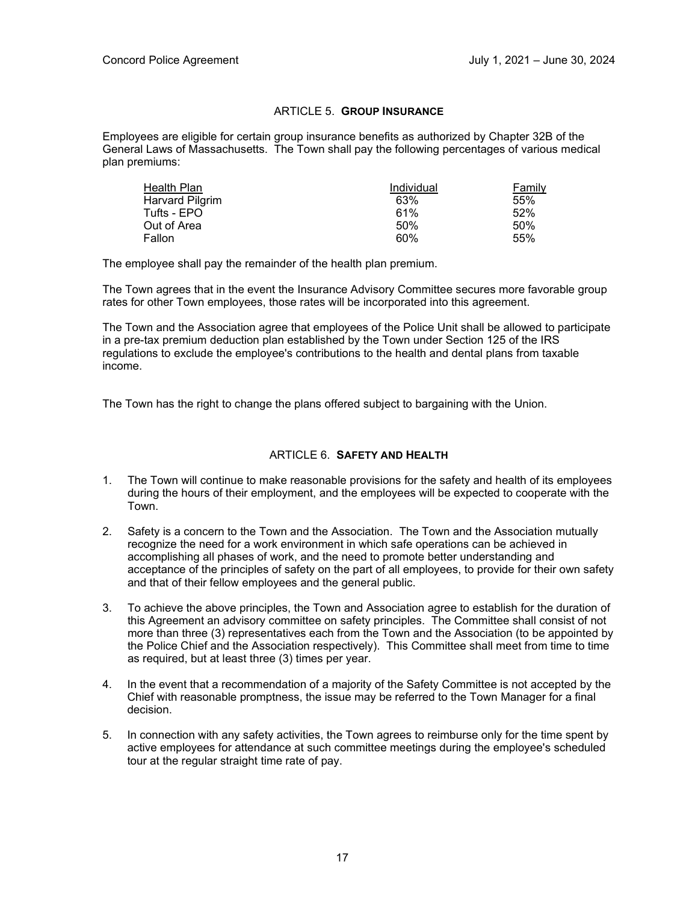## ARTICLE 5. **GROUP INSURANCE**

Employees are eligible for certain group insurance benefits as authorized by Chapter 32B of the General Laws of Massachusetts. The Town shall pay the following percentages of various medical plan premiums:

| Health Plan | Individual | Family |
|---|---|---|
| Harvard Pilgrim | 63% | 55% |
| Tufts - EPO | 61% | 52% |
| Out of Area | 50% | 50% |
| Fallon | 60% | 55% |

The employee shall pay the remainder of the health plan premium.

The Town agrees that in the event the Insurance Advisory Committee secures more favorable group rates for other Town employees, those rates will be incorporated into this agreement.

The Town and the Association agree that employees of the Police Unit shall be allowed to participate in a pre-tax premium deduction plan established by the Town under Section 125 of the IRS regulations to exclude the employee's contributions to the health and dental plans from taxable income.

The Town has the right to change the plans offered subject to bargaining with the Union.

## ARTICLE 6. **SAFETY AND HEALTH**

1. The Town will continue to make reasonable provisions for the safety and health of its employees during the hours of their employment, and the employees will be expected to cooperate with the Town.

2. Safety is a concern to the Town and the Association. The Town and the Association mutually recognize the need for a work environment in which safe operations can be achieved in accomplishing all phases of work, and the need to promote better understanding and acceptance of the principles of safety on the part of all employees, to provide for their own safety and that of their fellow employees and the general public.

3. To achieve the above principles, the Town and Association agree to establish for the duration of this Agreement an advisory committee on safety principles. The Committee shall consist of not more than three (3) representatives each from the Town and the Association (to be appointed by the Police Chief and the Association respectively). This Committee shall meet from time to time as required, but at least three (3) times per year.

4. In the event that a recommendation of a majority of the Safety Committee is not accepted by the Chief with reasonable promptness, the issue may be referred to the Town Manager for a final decision.

5. In connection with any safety activities, the Town agrees to reimburse only for the time spent by active employees for attendance at such committee meetings during the employee's scheduled tour at the regular straight time rate of pay.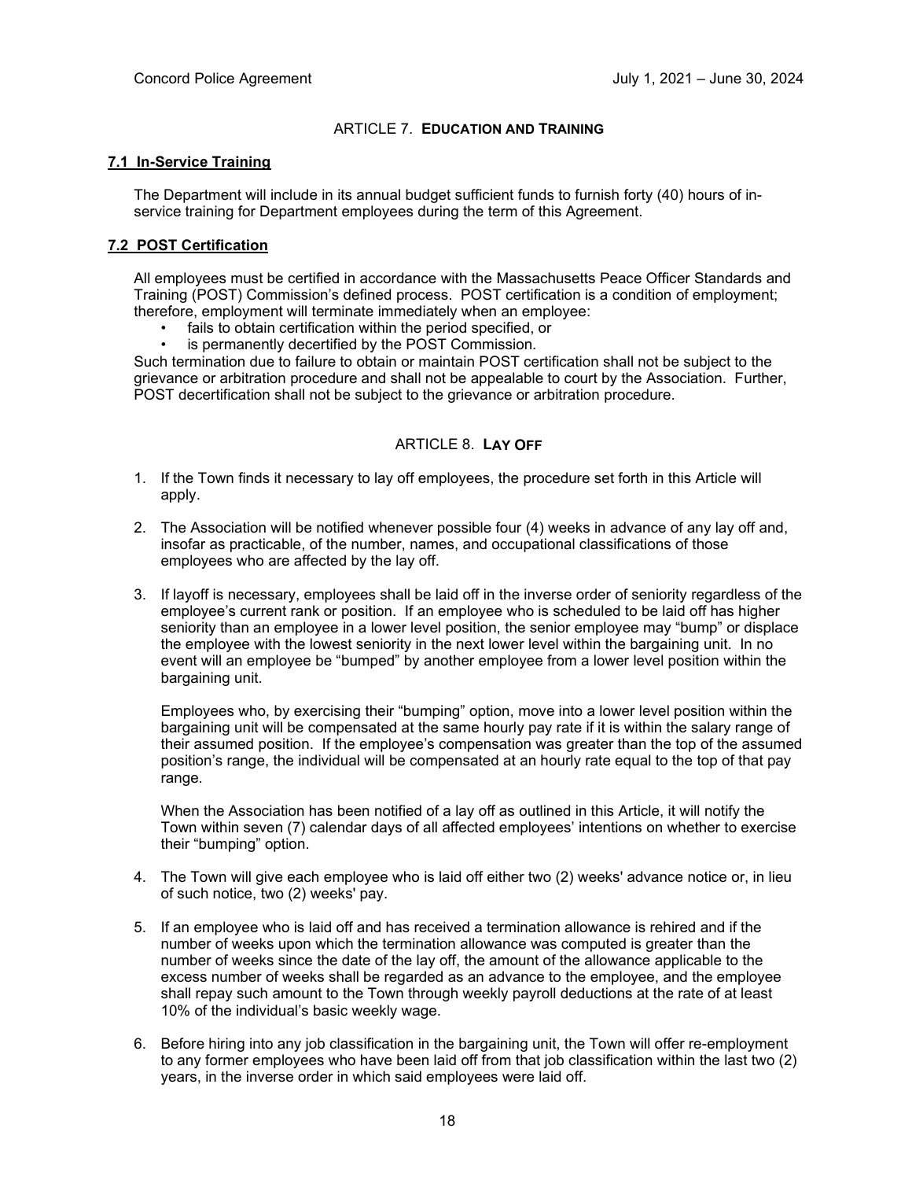## ARTICLE 7. EDUCATION AND TRAINING

### 7.1 In-Service Training

The Department will include in its annual budget sufficient funds to furnish forty (40) hours of in-service training for Department employees during the term of this Agreement.

### 7.2 POST Certification

All employees must be certified in accordance with the Massachusetts Peace Officer Standards and Training (POST) Commission's defined process. POST certification is a condition of employment; therefore, employment will terminate immediately when an employee:

- fails to obtain certification within the period specified, or
- is permanently decertified by the POST Commission.

Such termination due to failure to obtain or maintain POST certification shall not be subject to the grievance or arbitration procedure and shall not be appealable to court by the Association. Further, POST decertification shall not be subject to the grievance or arbitration procedure.

## ARTICLE 8. LAY OFF

1. If the Town finds it necessary to lay off employees, the procedure set forth in this Article will apply.

2. The Association will be notified whenever possible four (4) weeks in advance of any lay off and, insofar as practicable, of the number, names, and occupational classifications of those employees who are affected by the lay off.

3. If layoff is necessary, employees shall be laid off in the inverse order of seniority regardless of the employee's current rank or position. If an employee who is scheduled to be laid off has higher seniority than an employee in a lower level position, the senior employee may "bump" or displace the employee with the lowest seniority in the next lower level within the bargaining unit. In no event will an employee be "bumped" by another employee from a lower level position within the bargaining unit.

   Employees who, by exercising their "bumping" option, move into a lower level position within the bargaining unit will be compensated at the same hourly pay rate if it is within the salary range of their assumed position. If the employee's compensation was greater than the top of the assumed position's range, the individual will be compensated at an hourly rate equal to the top of that pay range.

   When the Association has been notified of a lay off as outlined in this Article, it will notify the Town within seven (7) calendar days of all affected employees' intentions on whether to exercise their "bumping" option.

4. The Town will give each employee who is laid off either two (2) weeks' advance notice or, in lieu of such notice, two (2) weeks' pay.

5. If an employee who is laid off and has received a termination allowance is rehired and if the number of weeks upon which the termination allowance was computed is greater than the number of weeks since the date of the lay off, the amount of the allowance applicable to the excess number of weeks shall be regarded as an advance to the employee, and the employee shall repay such amount to the Town through weekly payroll deductions at the rate of at least 10% of the individual's basic weekly wage.

6. Before hiring into any job classification in the bargaining unit, the Town will offer re-employment to any former employees who have been laid off from that job classification within the last two (2) years, in the inverse order in which said employees were laid off.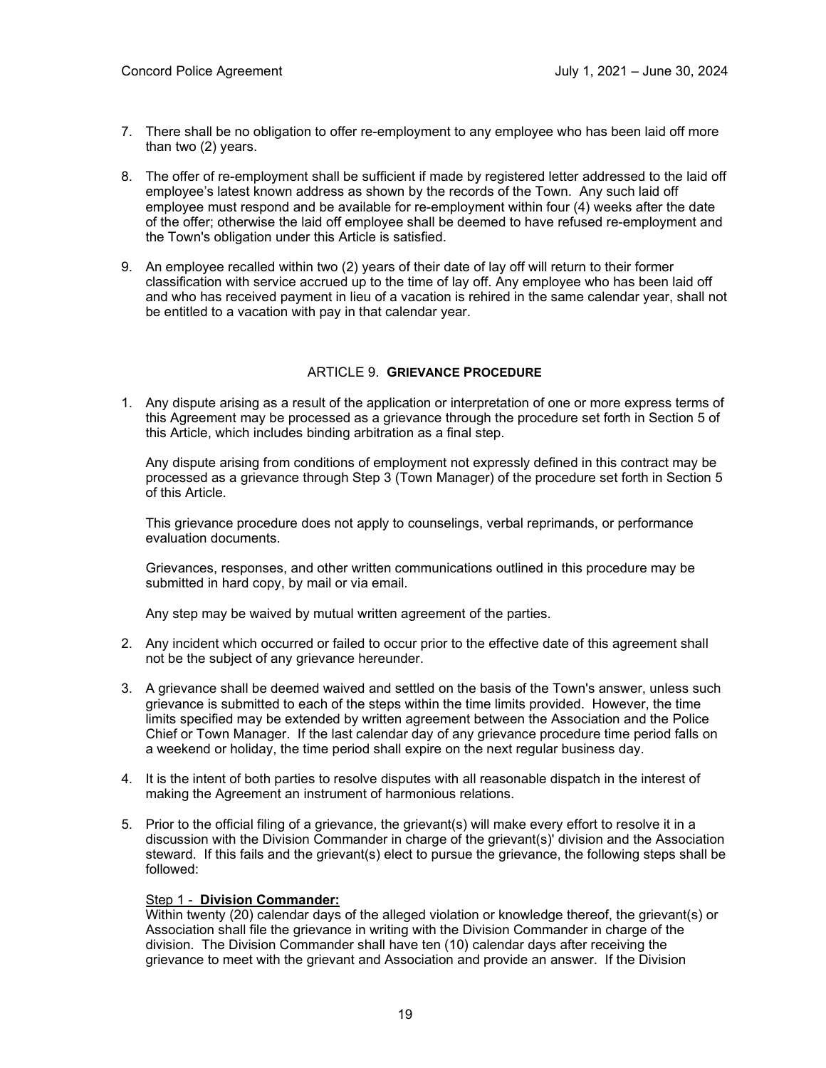7. There shall be no obligation to offer re-employment to any employee who has been laid off more than two (2) years.

8. The offer of re-employment shall be sufficient if made by registered letter addressed to the laid off employee's latest known address as shown by the records of the Town. Any such laid off employee must respond and be available for re-employment within four (4) weeks after the date of the offer; otherwise the laid off employee shall be deemed to have refused re-employment and the Town's obligation under this Article is satisfied.

9. An employee recalled within two (2) years of their date of lay off will return to their former classification with service accrued up to the time of lay off. Any employee who has been laid off and who has received payment in lieu of a vacation is rehired in the same calendar year, shall not be entitled to a vacation with pay in that calendar year.

## ARTICLE 9. **GRIEVANCE PROCEDURE**

1. Any dispute arising as a result of the application or interpretation of one or more express terms of this Agreement may be processed as a grievance through the procedure set forth in Section 5 of this Article, which includes binding arbitration as a final step.

   Any dispute arising from conditions of employment not expressly defined in this contract may be processed as a grievance through Step 3 (Town Manager) of the procedure set forth in Section 5 of this Article.

   This grievance procedure does not apply to counselings, verbal reprimands, or performance evaluation documents.

   Grievances, responses, and other written communications outlined in this procedure may be submitted in hard copy, by mail or via email.

   Any step may be waived by mutual written agreement of the parties.

2. Any incident which occurred or failed to occur prior to the effective date of this agreement shall not be the subject of any grievance hereunder.

3. A grievance shall be deemed waived and settled on the basis of the Town's answer, unless such grievance is submitted to each of the steps within the time limits provided. However, the time limits specified may be extended by written agreement between the Association and the Police Chief or Town Manager. If the last calendar day of any grievance procedure time period falls on a weekend or holiday, the time period shall expire on the next regular business day.

4. It is the intent of both parties to resolve disputes with all reasonable dispatch in the interest of making the Agreement an instrument of harmonious relations.

5. Prior to the official filing of a grievance, the grievant(s) will make every effort to resolve it in a discussion with the Division Commander in charge of the grievant(s)' division and the Association steward. If this fails and the grievant(s) elect to pursue the grievance, the following steps shall be followed:

   Step 1 - **Division Commander:**
   Within twenty (20) calendar days of the alleged violation or knowledge thereof, the grievant(s) or Association shall file the grievance in writing with the Division Commander in charge of the division. The Division Commander shall have ten (10) calendar days after receiving the grievance to meet with the grievant and Association and provide an answer. If the Division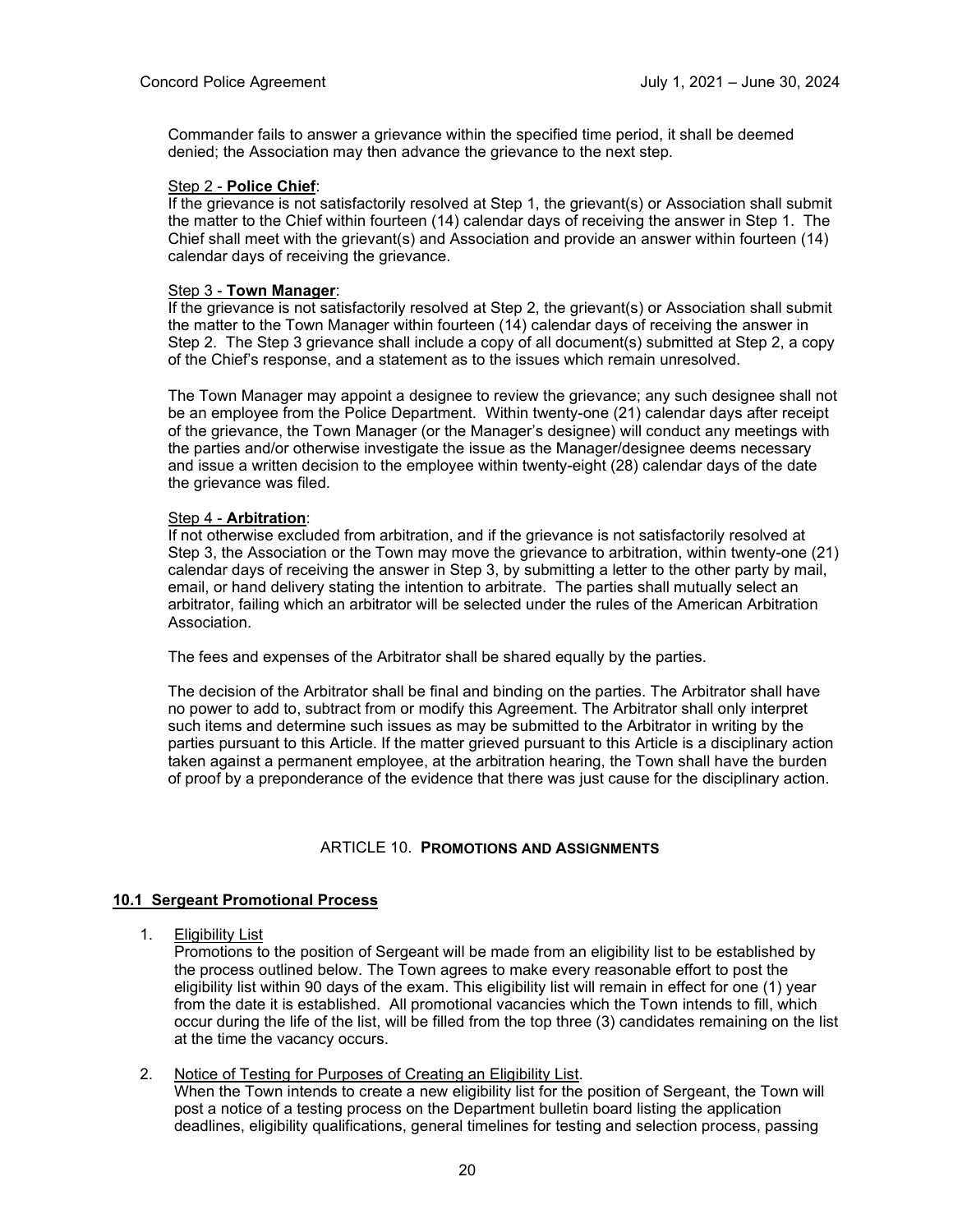Commander fails to answer a grievance within the specified time period, it shall be deemed denied; the Association may then advance the grievance to the next step.

Step 2 - **Police Chief**:
If the grievance is not satisfactorily resolved at Step 1, the grievant(s) or Association shall submit the matter to the Chief within fourteen (14) calendar days of receiving the answer in Step 1. The Chief shall meet with the grievant(s) and Association and provide an answer within fourteen (14) calendar days of receiving the grievance.

Step 3 - **Town Manager**:
If the grievance is not satisfactorily resolved at Step 2, the grievant(s) or Association shall submit the matter to the Town Manager within fourteen (14) calendar days of receiving the answer in Step 2. The Step 3 grievance shall include a copy of all document(s) submitted at Step 2, a copy of the Chief's response, and a statement as to the issues which remain unresolved.

The Town Manager may appoint a designee to review the grievance; any such designee shall not be an employee from the Police Department. Within twenty-one (21) calendar days after receipt of the grievance, the Town Manager (or the Manager's designee) will conduct any meetings with the parties and/or otherwise investigate the issue as the Manager/designee deems necessary and issue a written decision to the employee within twenty-eight (28) calendar days of the date the grievance was filed.

Step 4 - **Arbitration**:
If not otherwise excluded from arbitration, and if the grievance is not satisfactorily resolved at Step 3, the Association or the Town may move the grievance to arbitration, within twenty-one (21) calendar days of receiving the answer in Step 3, by submitting a letter to the other party by mail, email, or hand delivery stating the intention to arbitrate. The parties shall mutually select an arbitrator, failing which an arbitrator will be selected under the rules of the American Arbitration Association.

The fees and expenses of the Arbitrator shall be shared equally by the parties.

The decision of the Arbitrator shall be final and binding on the parties. The Arbitrator shall have no power to add to, subtract from or modify this Agreement. The Arbitrator shall only interpret such items and determine such issues as may be submitted to the Arbitrator in writing by the parties pursuant to this Article. If the matter grieved pursuant to this Article is a disciplinary action taken against a permanent employee, at the arbitration hearing, the Town shall have the burden of proof by a preponderance of the evidence that there was just cause for the disciplinary action.

## ARTICLE 10. PROMOTIONS AND ASSIGNMENTS

### 10.1 Sergeant Promotional Process

1. Eligibility List
   Promotions to the position of Sergeant will be made from an eligibility list to be established by the process outlined below. The Town agrees to make every reasonable effort to post the eligibility list within 90 days of the exam. This eligibility list will remain in effect for one (1) year from the date it is established. All promotional vacancies which the Town intends to fill, which occur during the life of the list, will be filled from the top three (3) candidates remaining on the list at the time the vacancy occurs.

2. Notice of Testing for Purposes of Creating an Eligibility List.
   When the Town intends to create a new eligibility list for the position of Sergeant, the Town will post a notice of a testing process on the Department bulletin board listing the application deadlines, eligibility qualifications, general timelines for testing and selection process, passing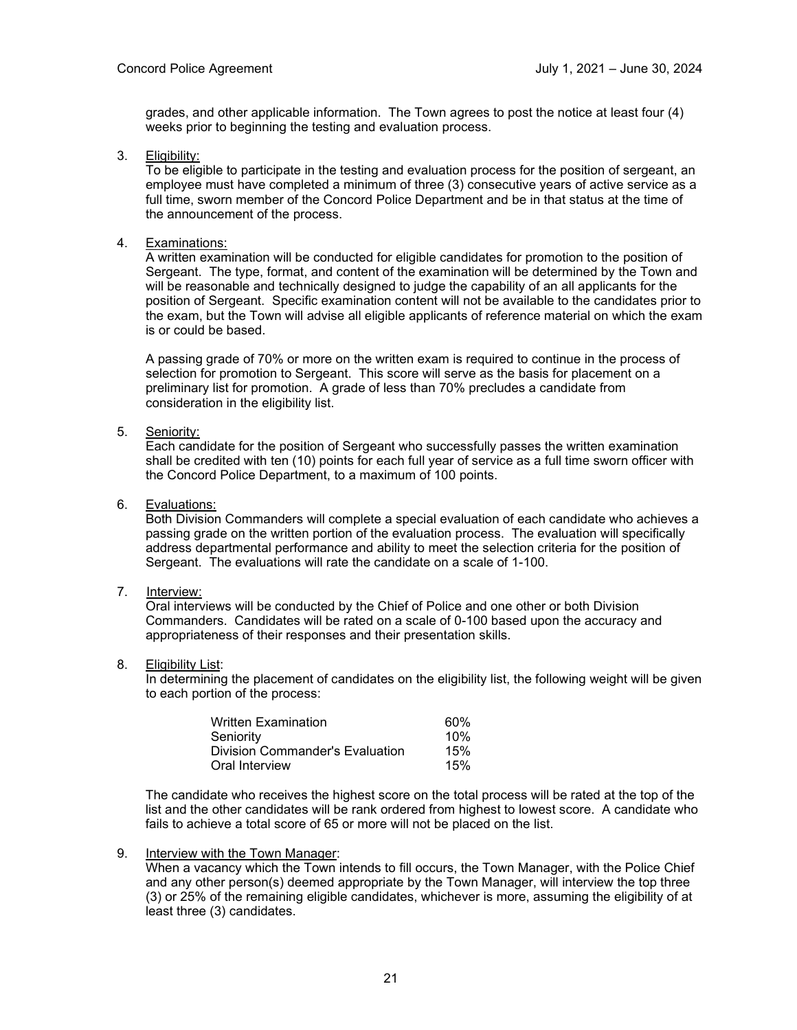grades, and other applicable information. The Town agrees to post the notice at least four (4) weeks prior to beginning the testing and evaluation process.

3. Eligibility:
   To be eligible to participate in the testing and evaluation process for the position of sergeant, an employee must have completed a minimum of three (3) consecutive years of active service as a full time, sworn member of the Concord Police Department and be in that status at the time of the announcement of the process.

4. Examinations:
   A written examination will be conducted for eligible candidates for promotion to the position of Sergeant. The type, format, and content of the examination will be determined by the Town and will be reasonable and technically designed to judge the capability of an all applicants for the position of Sergeant. Specific examination content will not be available to the candidates prior to the exam, but the Town will advise all eligible applicants of reference material on which the exam is or could be based.

   A passing grade of 70% or more on the written exam is required to continue in the process of selection for promotion to Sergeant. This score will serve as the basis for placement on a preliminary list for promotion. A grade of less than 70% precludes a candidate from consideration in the eligibility list.

5. Seniority:
   Each candidate for the position of Sergeant who successfully passes the written examination shall be credited with ten (10) points for each full year of service as a full time sworn officer with the Concord Police Department, to a maximum of 100 points.

6. Evaluations:
   Both Division Commanders will complete a special evaluation of each candidate who achieves a passing grade on the written portion of the evaluation process. The evaluation will specifically address departmental performance and ability to meet the selection criteria for the position of Sergeant. The evaluations will rate the candidate on a scale of 1-100.

7. Interview:
   Oral interviews will be conducted by the Chief of Police and one other or both Division Commanders. Candidates will be rated on a scale of 0-100 based upon the accuracy and appropriateness of their responses and their presentation skills.

8. Eligibility List:
   In determining the placement of candidates on the eligibility list, the following weight will be given to each portion of the process:

   | | |
   |---|---|
   | Written Examination | 60% |
   | Seniority | 10% |
   | Division Commander's Evaluation | 15% |
   | Oral Interview | 15% |

   The candidate who receives the highest score on the total process will be rated at the top of the list and the other candidates will be rank ordered from highest to lowest score. A candidate who fails to achieve a total score of 65 or more will not be placed on the list.

9. Interview with the Town Manager:
   When a vacancy which the Town intends to fill occurs, the Town Manager, with the Police Chief and any other person(s) deemed appropriate by the Town Manager, will interview the top three (3) or 25% of the remaining eligible candidates, whichever is more, assuming the eligibility of at least three (3) candidates.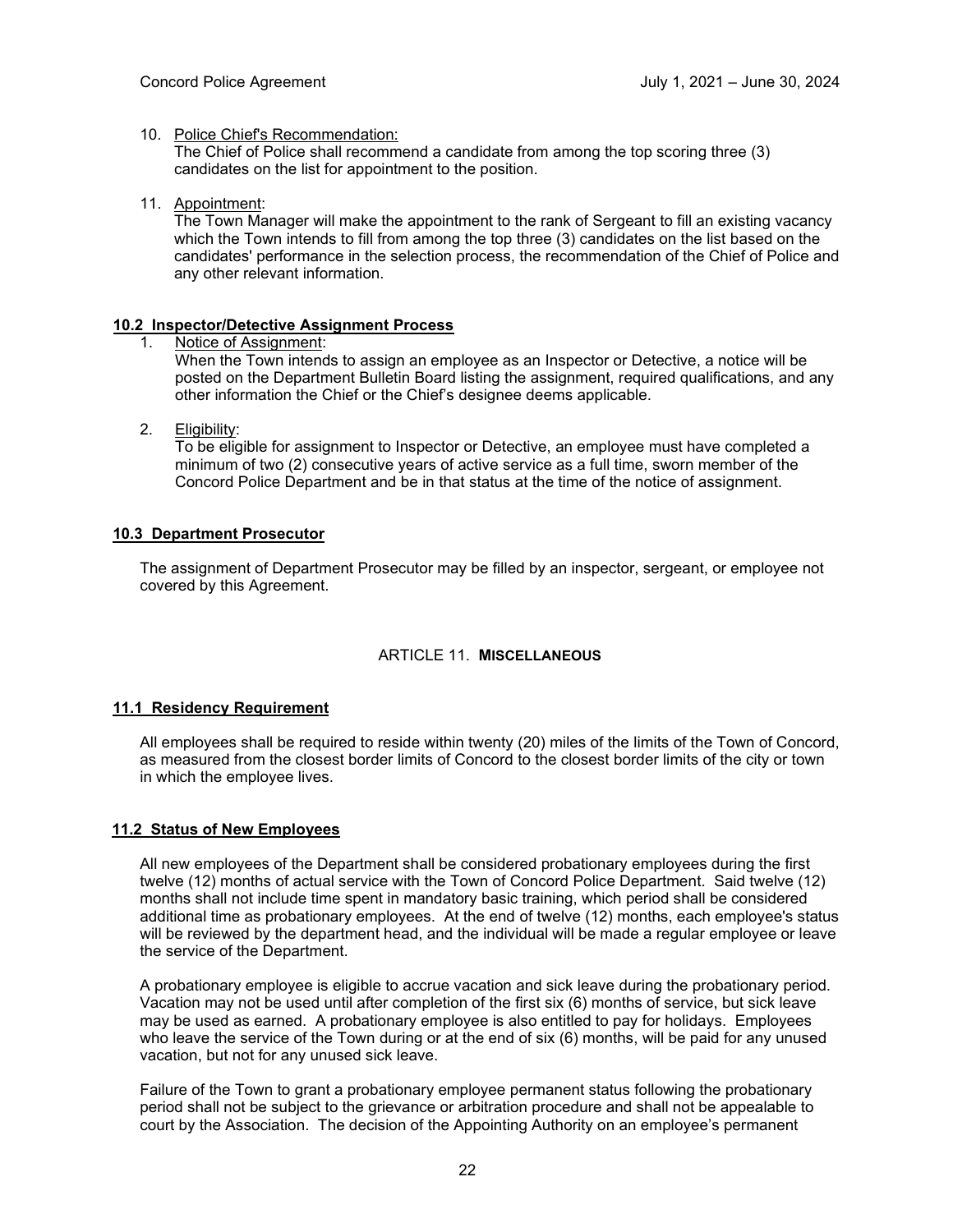10. Police Chief's Recommendation:
    The Chief of Police shall recommend a candidate from among the top scoring three (3) candidates on the list for appointment to the position.

11. Appointment:
    The Town Manager will make the appointment to the rank of Sergeant to fill an existing vacancy which the Town intends to fill from among the top three (3) candidates on the list based on the candidates' performance in the selection process, the recommendation of the Chief of Police and any other relevant information.

**10.2 Inspector/Detective Assignment Process**

1. Notice of Assignment:
   When the Town intends to assign an employee as an Inspector or Detective, a notice will be posted on the Department Bulletin Board listing the assignment, required qualifications, and any other information the Chief or the Chief's designee deems applicable.

2. Eligibility:
   To be eligible for assignment to Inspector or Detective, an employee must have completed a minimum of two (2) consecutive years of active service as a full time, sworn member of the Concord Police Department and be in that status at the time of the notice of assignment.

**10.3 Department Prosecutor**

The assignment of Department Prosecutor may be filled by an inspector, sergeant, or employee not covered by this Agreement.

## ARTICLE 11. MISCELLANEOUS

**11.1 Residency Requirement**

All employees shall be required to reside within twenty (20) miles of the limits of the Town of Concord, as measured from the closest border limits of Concord to the closest border limits of the city or town in which the employee lives.

**11.2 Status of New Employees**

All new employees of the Department shall be considered probationary employees during the first twelve (12) months of actual service with the Town of Concord Police Department. Said twelve (12) months shall not include time spent in mandatory basic training, which period shall be considered additional time as probationary employees. At the end of twelve (12) months, each employee's status will be reviewed by the department head, and the individual will be made a regular employee or leave the service of the Department.

A probationary employee is eligible to accrue vacation and sick leave during the probationary period. Vacation may not be used until after completion of the first six (6) months of service, but sick leave may be used as earned. A probationary employee is also entitled to pay for holidays. Employees who leave the service of the Town during or at the end of six (6) months, will be paid for any unused vacation, but not for any unused sick leave.

Failure of the Town to grant a probationary employee permanent status following the probationary period shall not be subject to the grievance or arbitration procedure and shall not be appealable to court by the Association. The decision of the Appointing Authority on an employee's permanent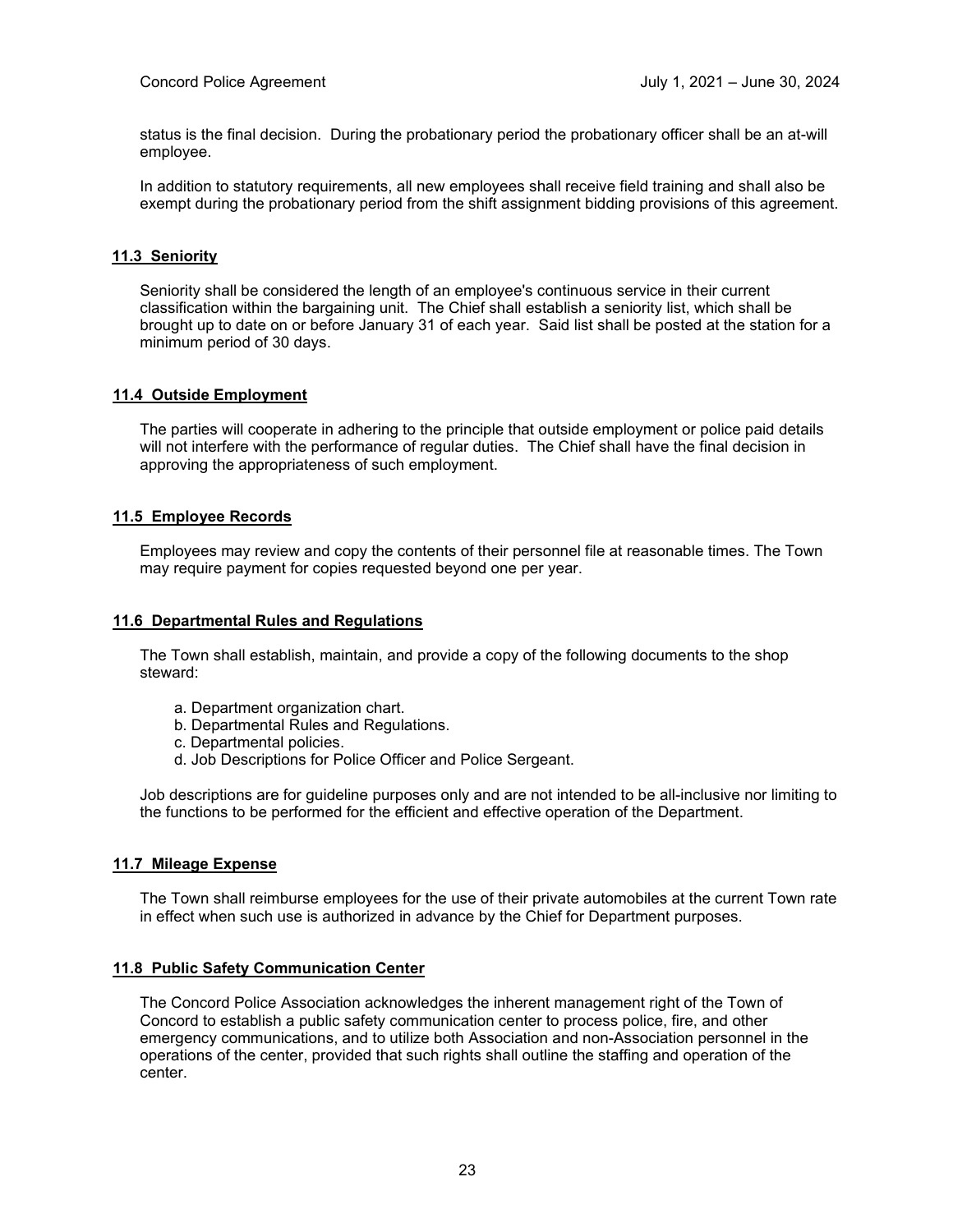status is the final decision. During the probationary period the probationary officer shall be an at-will employee.

In addition to statutory requirements, all new employees shall receive field training and shall also be exempt during the probationary period from the shift assignment bidding provisions of this agreement.

### 11.3 Seniority

Seniority shall be considered the length of an employee's continuous service in their current classification within the bargaining unit. The Chief shall establish a seniority list, which shall be brought up to date on or before January 31 of each year. Said list shall be posted at the station for a minimum period of 30 days.

### 11.4 Outside Employment

The parties will cooperate in adhering to the principle that outside employment or police paid details will not interfere with the performance of regular duties. The Chief shall have the final decision in approving the appropriateness of such employment.

### 11.5 Employee Records

Employees may review and copy the contents of their personnel file at reasonable times. The Town may require payment for copies requested beyond one per year.

### 11.6 Departmental Rules and Regulations

The Town shall establish, maintain, and provide a copy of the following documents to the shop steward:

a. Department organization chart.
b. Departmental Rules and Regulations.
c. Departmental policies.
d. Job Descriptions for Police Officer and Police Sergeant.

Job descriptions are for guideline purposes only and are not intended to be all-inclusive nor limiting to the functions to be performed for the efficient and effective operation of the Department.

### 11.7 Mileage Expense

The Town shall reimburse employees for the use of their private automobiles at the current Town rate in effect when such use is authorized in advance by the Chief for Department purposes.

### 11.8 Public Safety Communication Center

The Concord Police Association acknowledges the inherent management right of the Town of Concord to establish a public safety communication center to process police, fire, and other emergency communications, and to utilize both Association and non-Association personnel in the operations of the center, provided that such rights shall outline the staffing and operation of the center.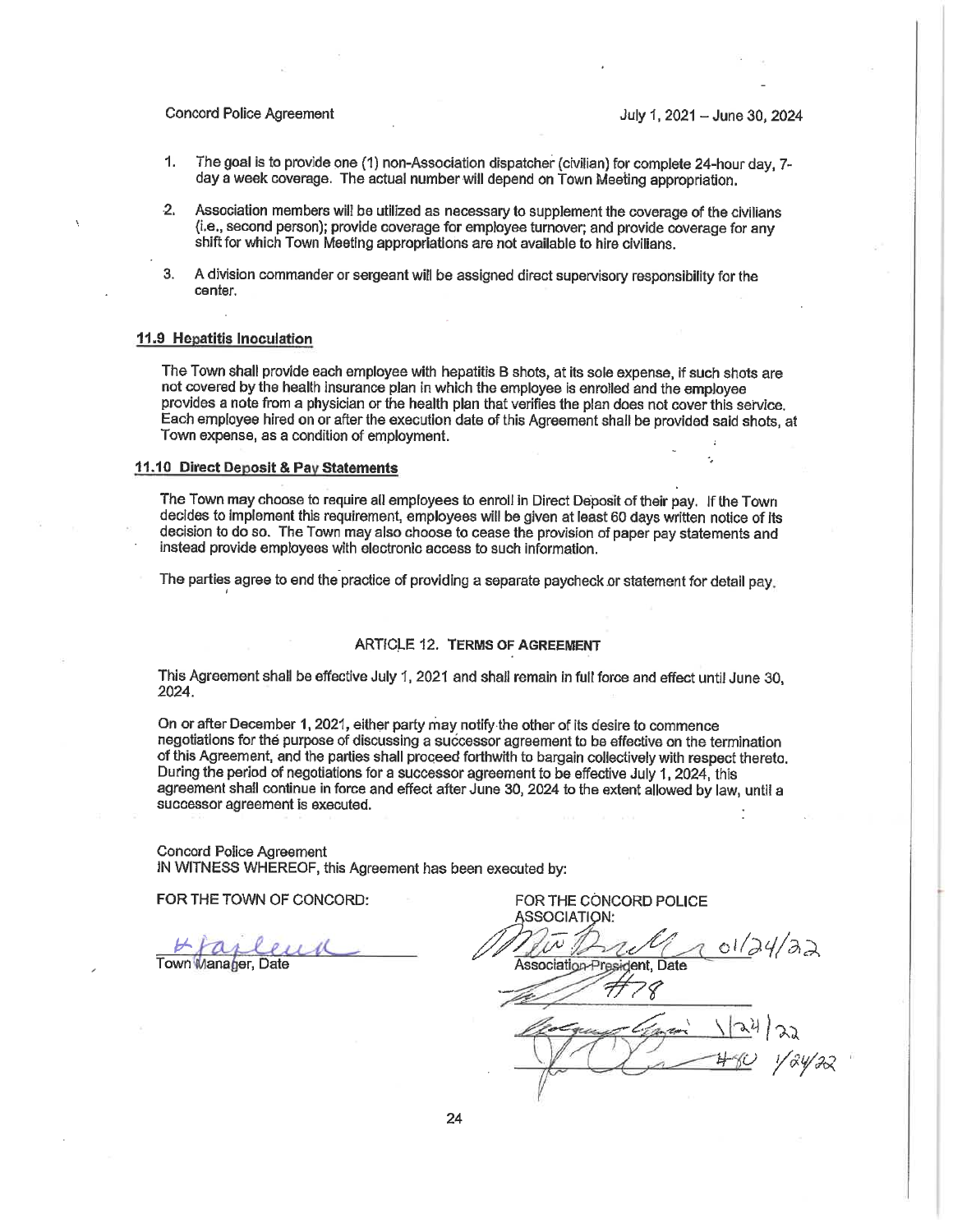1. The goal is to provide one (1) non-Association dispatcher (civilian) for complete 24-hour day, 7-day a week coverage. The actual number will depend on Town Meeting appropriation.

2. Association members will be utilized as necessary to supplement the coverage of the civilians (i.e., second person); provide coverage for employee turnover; and provide coverage for any shift for which Town Meeting appropriations are not available to hire civilians.

3. A division commander or sergeant will be assigned direct supervisory responsibility for the center.

**11.9 Hepatitis Inoculation**

The Town shall provide each employee with hepatitis B shots, at its sole expense, if such shots are not covered by the health insurance plan in which the employee is enrolled and the employee provides a note from a physician or the health plan that verifies the plan does not cover this service. Each employee hired on or after the execution date of this Agreement shall be provided said shots, at Town expense, as a condition of employment.

**11.10 Direct Deposit & Pay Statements**

The Town may choose to require all employees to enroll in Direct Deposit of their pay. If the Town decides to implement this requirement, employees will be given at least 60 days written notice of its decision to do so. The Town may also choose to cease the provision of paper pay statements and instead provide employees with electronic access to such information.

The parties agree to end the practice of providing a separate paycheck or statement for detail pay.

## ARTICLE 12. TERMS OF AGREEMENT

This Agreement shall be effective July 1, 2021 and shall remain in full force and effect until June 30, 2024.

On or after December 1, 2021, either party may notify the other of its desire to commence negotiations for the purpose of discussing a successor agreement to be effective on the termination of this Agreement, and the parties shall proceed forthwith to bargain collectively with respect thereto. During the period of negotiations for a successor agreement to be effective July 1, 2024, this agreement shall continue in force and effect after June 30, 2024 to the extent allowed by law, until a successor agreement is executed.

Concord Police Agreement
IN WITNESS WHEREOF, this Agreement has been executed by:

FOR THE TOWN OF CONCORD:

Town Manager, Date

FOR THE CONCORD POLICE ASSOCIATION:

01/24/22
Association President, Date

#78

1/24/22

#80 1/24/22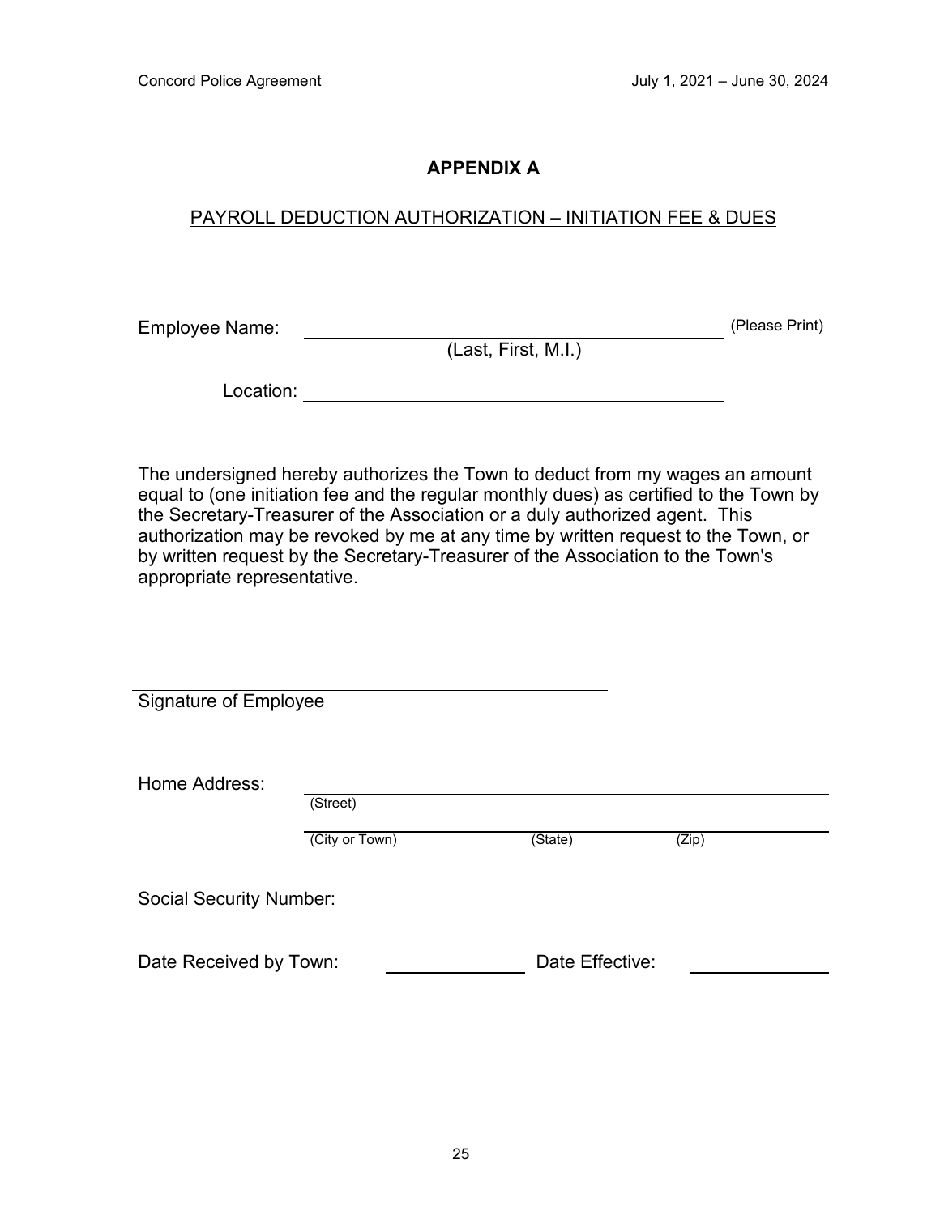# APPENDIX A

## PAYROLL DEDUCTION AUTHORIZATION – INITIATION FEE & DUES

Employee Name: ________________________________________ (Please Print)
(Last, First, M.I.)

Location: ________________________________________

The undersigned hereby authorizes the Town to deduct from my wages an amount equal to (one initiation fee and the regular monthly dues) as certified to the Town by the Secretary-Treasurer of the Association or a duly authorized agent. This authorization may be revoked by me at any time by written request to the Town, or by written request by the Secretary-Treasurer of the Association to the Town's appropriate representative.

________________________________________
Signature of Employee

Home Address: ________________________________________
(Street)

________________________________________
(City or Town) (State) (Zip)

Social Security Number: ____________________

Date Received by Town: ______________ Date Effective: ______________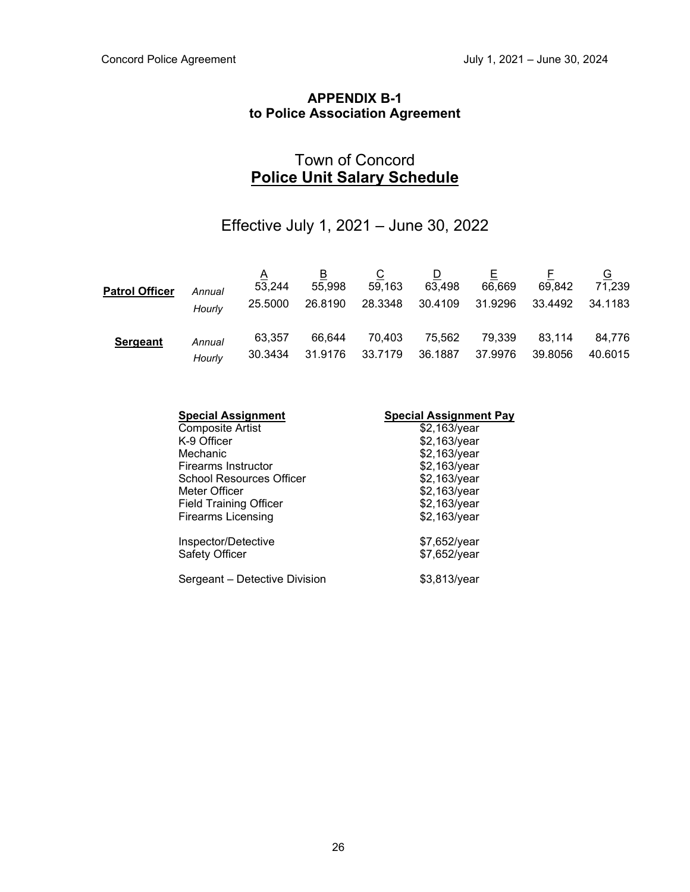## APPENDIX B-1
## to Police Association Agreement

# Town of Concord
# **Police Unit Salary Schedule**

## Effective July 1, 2021 – June 30, 2022

| | | A | B | C | D | E | F | G |
|---|---|---|---|---|---|---|---|---|
| **Patrol Officer** | *Annual* | 53,244 | 55,998 | 59,163 | 63,498 | 66,669 | 69,842 | 71,239 |
| | *Hourly* | 25.5000 | 26.8190 | 28.3348 | 30.4109 | 31.9296 | 33.4492 | 34.1183 |
| **Sergeant** | *Annual* | 63,357 | 66,644 | 70,403 | 75,562 | 79,339 | 83,114 | 84,776 |
| | *Hourly* | 30.3434 | 31.9176 | 33.7179 | 36.1887 | 37.9976 | 39.8056 | 40.6015 |

| **Special Assignment** | **Special Assignment Pay** |
|---|---|
| Composite Artist | $2,163/year |
| K-9 Officer | $2,163/year |
| Mechanic | $2,163/year |
| Firearms Instructor | $2,163/year |
| School Resources Officer | $2,163/year |
| Meter Officer | $2,163/year |
| Field Training Officer | $2,163/year |
| Firearms Licensing | $2,163/year |
| Inspector/Detective | $7,652/year |
| Safety Officer | $7,652/year |
| Sergeant – Detective Division | $3,813/year |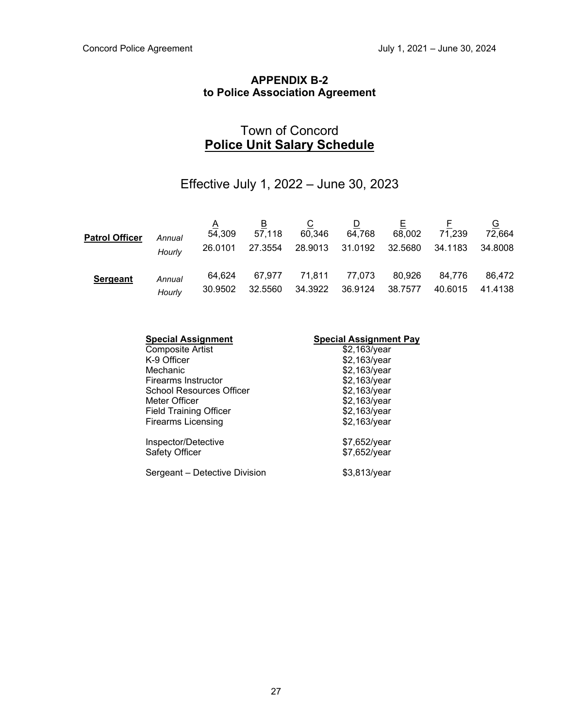## APPENDIX B-2
## to Police Association Agreement

# Town of Concord
# **Police Unit Salary Schedule**

## Effective July 1, 2022 – June 30, 2023

| | | A | B | C | D | E | F | G |
|---|---|---|---|---|---|---|---|---|
| **Patrol Officer** | *Annual* | 54,309 | 57,118 | 60,346 | 64,768 | 68,002 | 71,239 | 72,664 |
| | *Hourly* | 26.0101 | 27.3554 | 28.9013 | 31.0192 | 32.5680 | 34.1183 | 34.8008 |
| **Sergeant** | *Annual* | 64,624 | 67,977 | 71,811 | 77,073 | 80,926 | 84,776 | 86,472 |
| | *Hourly* | 30.9502 | 32.5560 | 34.3922 | 36.9124 | 38.7577 | 40.6015 | 41.4138 |

| Special Assignment | Special Assignment Pay |
|---|---|
| Composite Artist | $2,163/year |
| K-9 Officer | $2,163/year |
| Mechanic | $2,163/year |
| Firearms Instructor | $2,163/year |
| School Resources Officer | $2,163/year |
| Meter Officer | $2,163/year |
| Field Training Officer | $2,163/year |
| Firearms Licensing | $2,163/year |
| Inspector/Detective | $7,652/year |
| Safety Officer | $7,652/year |
| Sergeant – Detective Division | $3,813/year |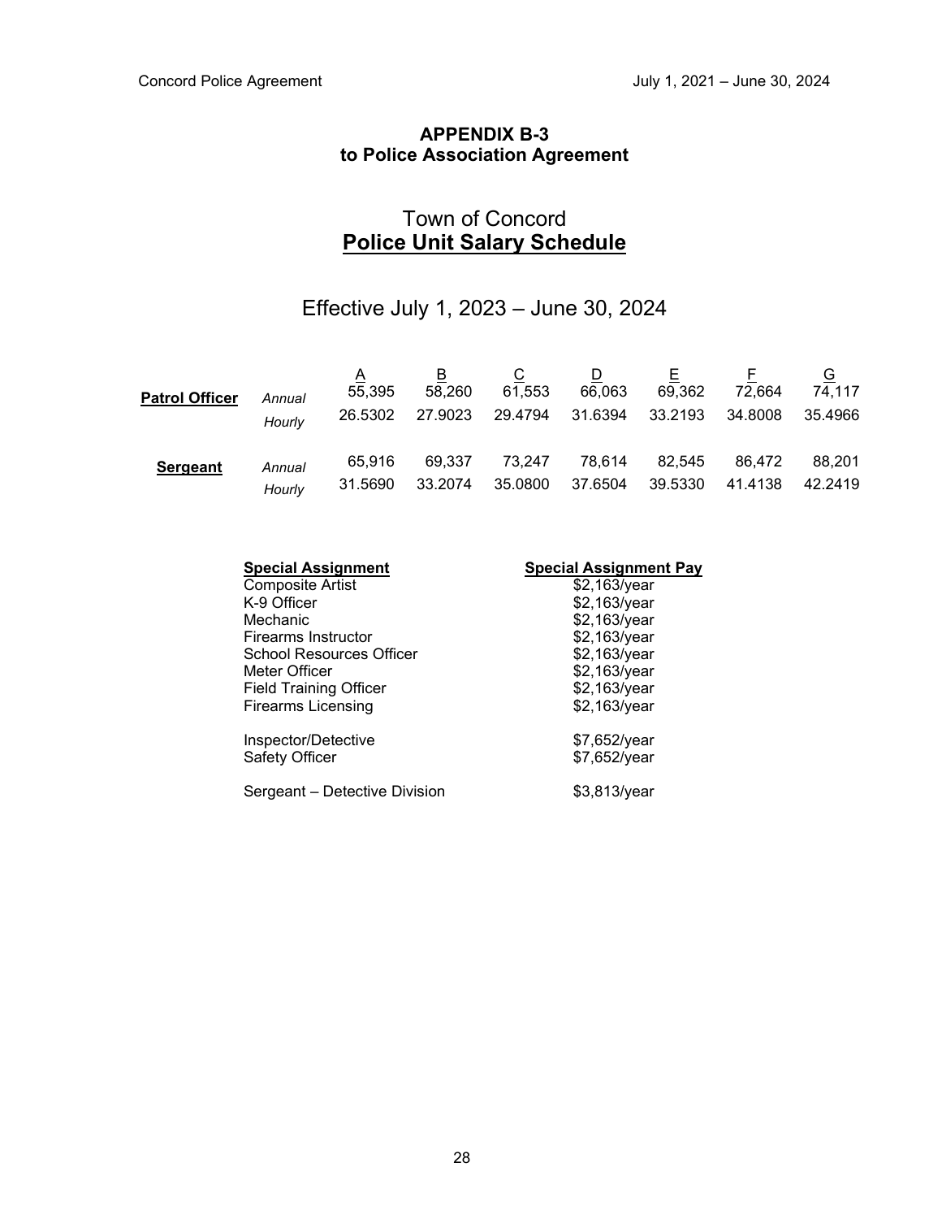**APPENDIX B-3**
**to Police Association Agreement**

## Town of Concord
## Police Unit Salary Schedule

### Effective July 1, 2023 – June 30, 2024

| | | A | B | C | D | E | F | G |
|---|---|---|---|---|---|---|---|---|
| **Patrol Officer** | *Annual* | 55,395 | 58,260 | 61,553 | 66,063 | 69,362 | 72,664 | 74,117 |
| | *Hourly* | 26.5302 | 27.9023 | 29.4794 | 31.6394 | 33.2193 | 34.8008 | 35.4966 |
| **Sergeant** | *Annual* | 65,916 | 69,337 | 73,247 | 78,614 | 82,545 | 86,472 | 88,201 |
| | *Hourly* | 31.5690 | 33.2074 | 35.0800 | 37.6504 | 39.5330 | 41.4138 | 42.2419 |

| Special Assignment | Special Assignment Pay |
|---|---|
| Composite Artist | $2,163/year |
| K-9 Officer | $2,163/year |
| Mechanic | $2,163/year |
| Firearms Instructor | $2,163/year |
| School Resources Officer | $2,163/year |
| Meter Officer | $2,163/year |
| Field Training Officer | $2,163/year |
| Firearms Licensing | $2,163/year |
| Inspector/Detective | $7,652/year |
| Safety Officer | $7,652/year |
| Sergeant – Detective Division | $3,813/year |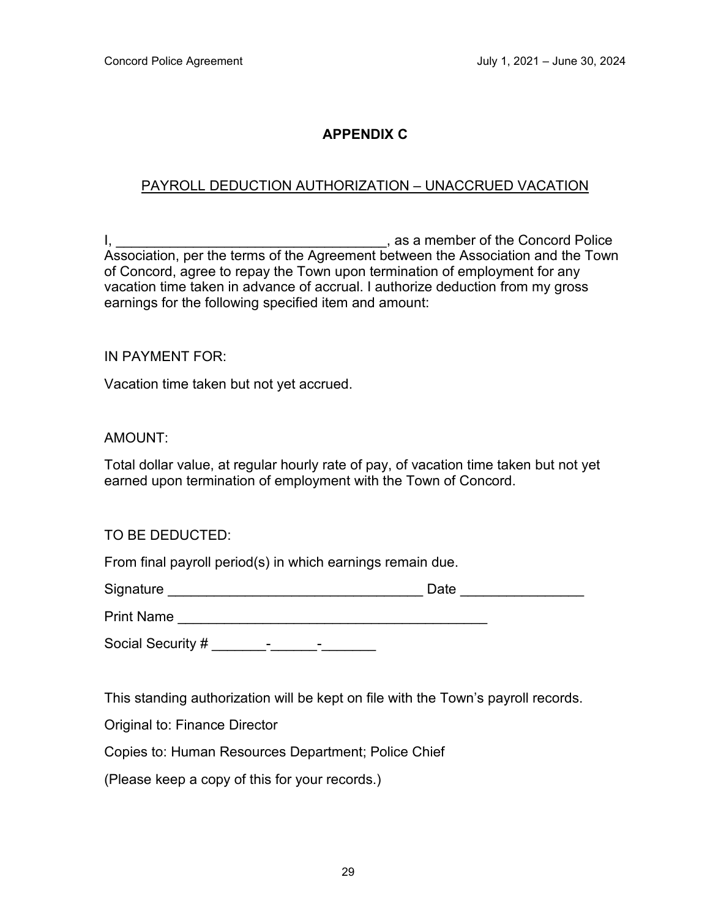# APPENDIX C

## PAYROLL DEDUCTION AUTHORIZATION – UNACCRUED VACATION

I, ___________________________________, as a member of the Concord Police Association, per the terms of the Agreement between the Association and the Town of Concord, agree to repay the Town upon termination of employment for any vacation time taken in advance of accrual. I authorize deduction from my gross earnings for the following specified item and amount:

IN PAYMENT FOR:

Vacation time taken but not yet accrued.

AMOUNT:

Total dollar value, at regular hourly rate of pay, of vacation time taken but not yet earned upon termination of employment with the Town of Concord.

TO BE DEDUCTED:

From final payroll period(s) in which earnings remain due.

Signature _________________________________ Date ________________

Print Name ________________________________________

Social Security # _______-______-_______

This standing authorization will be kept on file with the Town's payroll records.

Original to: Finance Director

Copies to: Human Resources Department; Police Chief

(Please keep a copy of this for your records.)